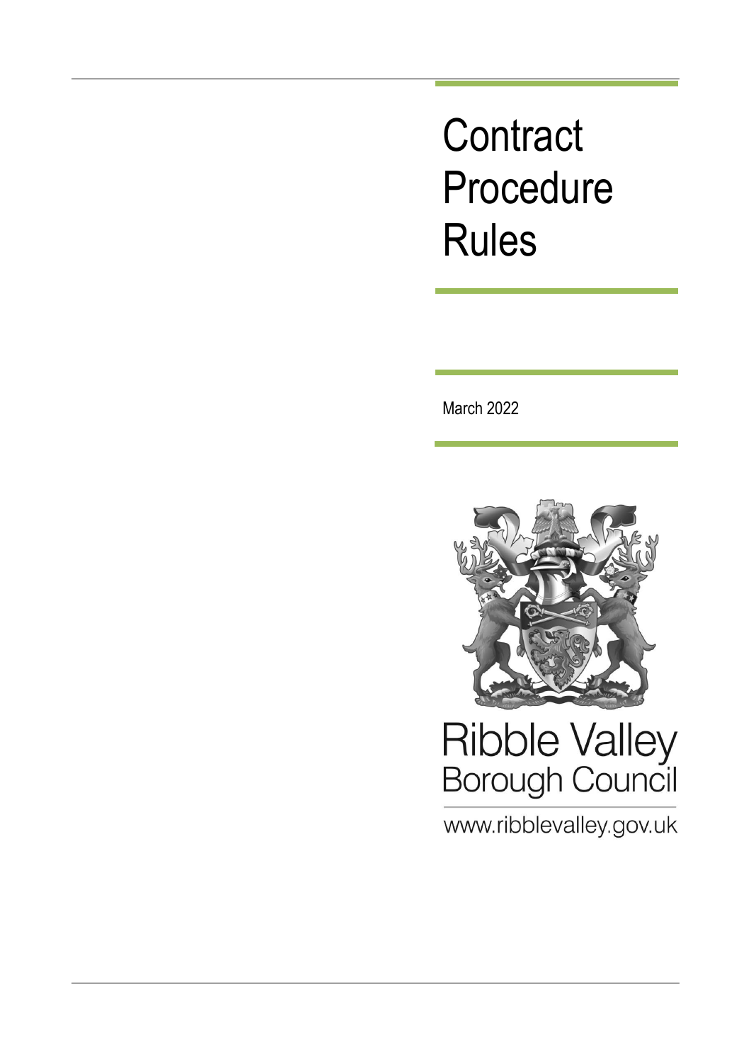# Contract Procedure Rules

March 2022

Ribble Valley Borough Council

www.ribblevalley.gov.uk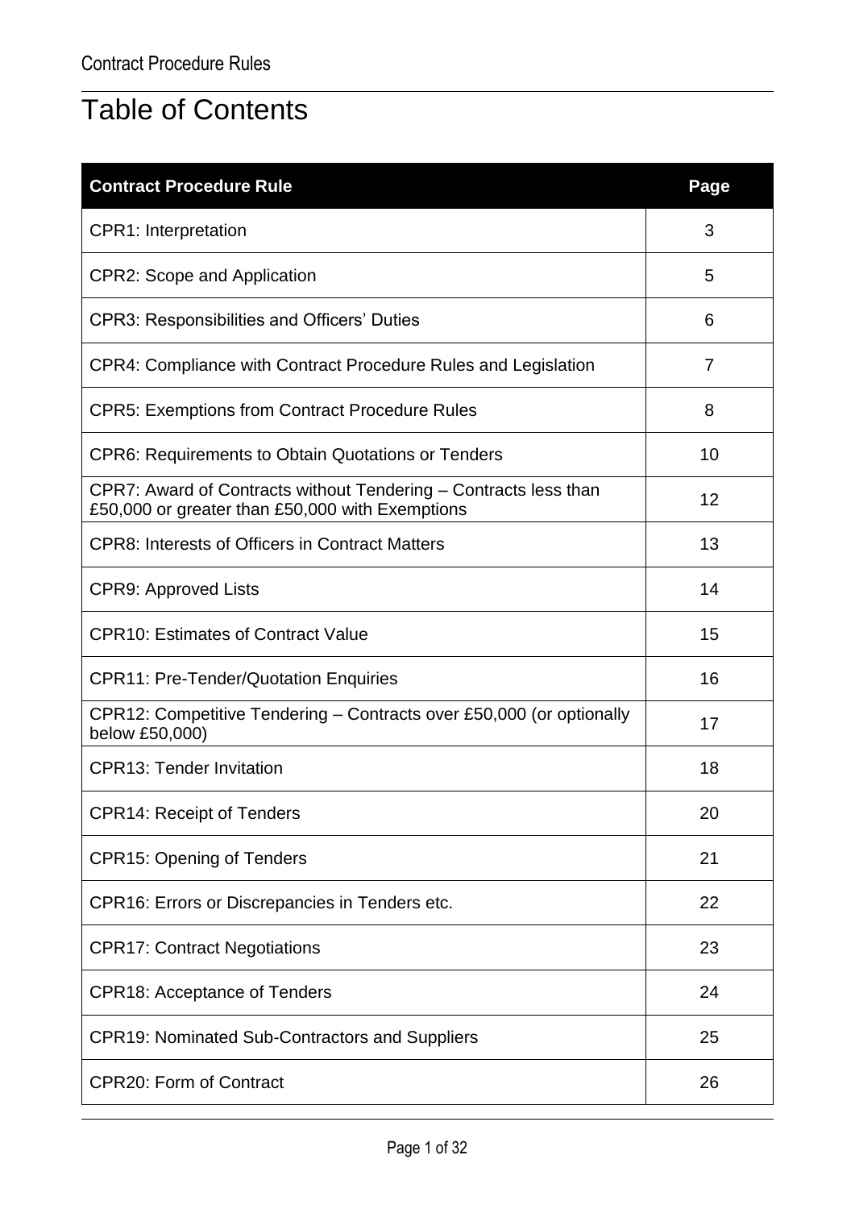# Table of Contents

| Contract Procedure Rule | Page |
|---|---|
| CPR1: Interpretation | 3 |
| CPR2: Scope and Application | 5 |
| CPR3: Responsibilities and Officers' Duties | 6 |
| CPR4: Compliance with Contract Procedure Rules and Legislation | 7 |
| CPR5: Exemptions from Contract Procedure Rules | 8 |
| CPR6: Requirements to Obtain Quotations or Tenders | 10 |
| CPR7: Award of Contracts without Tendering – Contracts less than £50,000 or greater than £50,000 with Exemptions | 12 |
| CPR8: Interests of Officers in Contract Matters | 13 |
| CPR9: Approved Lists | 14 |
| CPR10: Estimates of Contract Value | 15 |
| CPR11: Pre-Tender/Quotation Enquiries | 16 |
| CPR12: Competitive Tendering – Contracts over £50,000 (or optionally below £50,000) | 17 |
| CPR13: Tender Invitation | 18 |
| CPR14: Receipt of Tenders | 20 |
| CPR15: Opening of Tenders | 21 |
| CPR16: Errors or Discrepancies in Tenders etc. | 22 |
| CPR17: Contract Negotiations | 23 |
| CPR18: Acceptance of Tenders | 24 |
| CPR19: Nominated Sub-Contractors and Suppliers | 25 |
| CPR20: Form of Contract | 26 |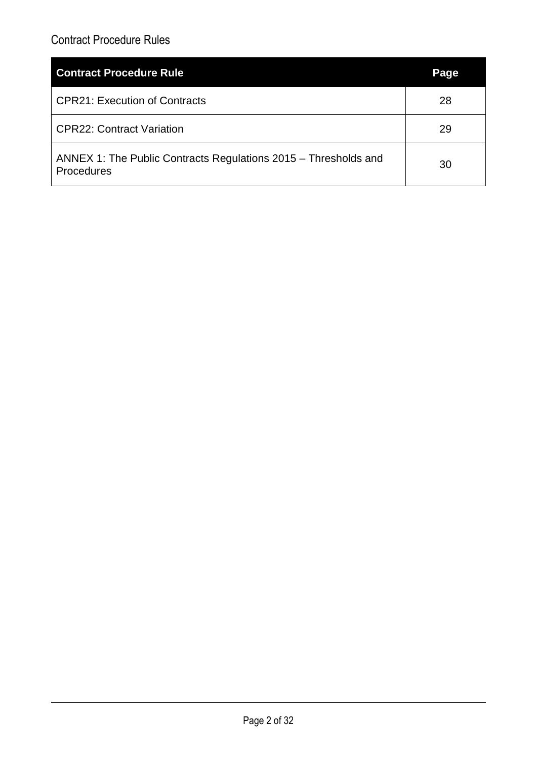| Contract Procedure Rule | Page |
|---|---|
| CPR21: Execution of Contracts | 28 |
| CPR22: Contract Variation | 29 |
| ANNEX 1: The Public Contracts Regulations 2015 – Thresholds and Procedures | 30 |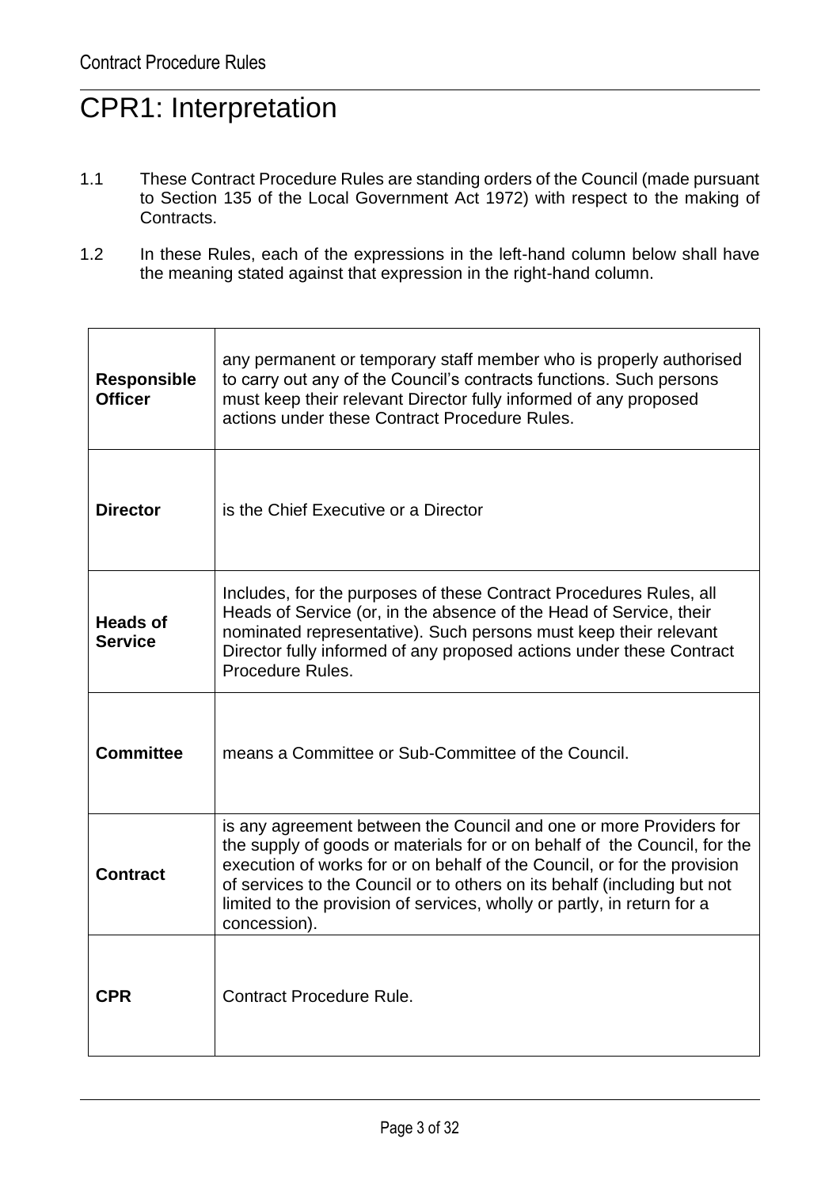# CPR1: Interpretation

1.1 These Contract Procedure Rules are standing orders of the Council (made pursuant to Section 135 of the Local Government Act 1972) with respect to the making of Contracts.

1.2 In these Rules, each of the expressions in the left-hand column below shall have the meaning stated against that expression in the right-hand column.

| | |
|---|---|
| **Responsible Officer** | any permanent or temporary staff member who is properly authorised to carry out any of the Council's contracts functions. Such persons must keep their relevant Director fully informed of any proposed actions under these Contract Procedure Rules. |
| **Director** | is the Chief Executive or a Director |
| **Heads of Service** | Includes, for the purposes of these Contract Procedures Rules, all Heads of Service (or, in the absence of the Head of Service, their nominated representative). Such persons must keep their relevant Director fully informed of any proposed actions under these Contract Procedure Rules. |
| **Committee** | means a Committee or Sub-Committee of the Council. |
| **Contract** | is any agreement between the Council and one or more Providers for the supply of goods or materials for or on behalf of the Council, for the execution of works for or on behalf of the Council, or for the provision of services to the Council or to others on its behalf (including but not limited to the provision of services, wholly or partly, in return for a concession). |
| **CPR** | Contract Procedure Rule. |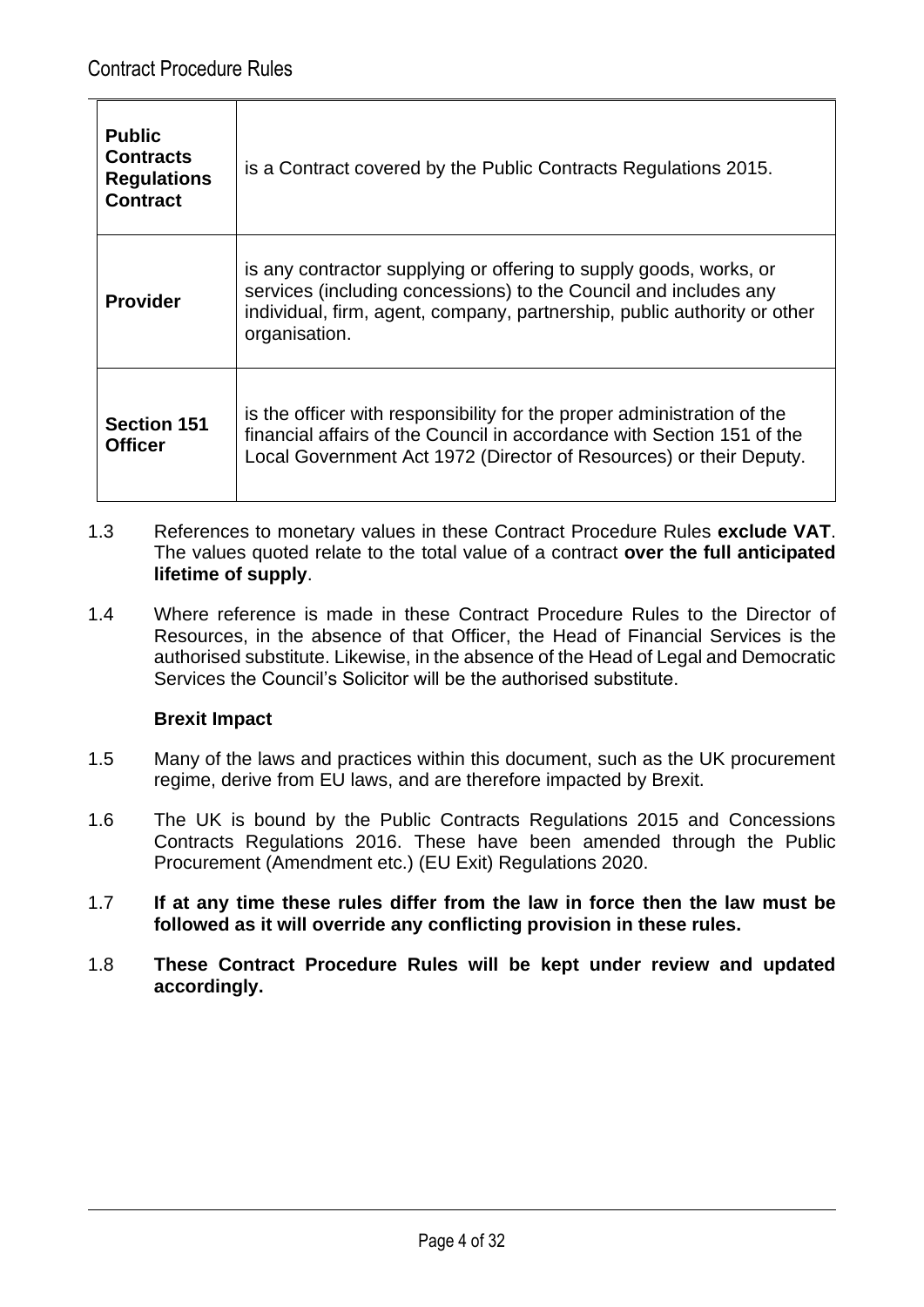| | |
|---|---|
| **Public Contracts Regulations Contract** | is a Contract covered by the Public Contracts Regulations 2015. |
| **Provider** | is any contractor supplying or offering to supply goods, works, or services (including concessions) to the Council and includes any individual, firm, agent, company, partnership, public authority or other organisation. |
| **Section 151 Officer** | is the officer with responsibility for the proper administration of the financial affairs of the Council in accordance with Section 151 of the Local Government Act 1972 (Director of Resources) or their Deputy. |

1.3 References to monetary values in these Contract Procedure Rules **exclude VAT**. The values quoted relate to the total value of a contract **over the full anticipated lifetime of supply**.

1.4 Where reference is made in these Contract Procedure Rules to the Director of Resources, in the absence of that Officer, the Head of Financial Services is the authorised substitute. Likewise, in the absence of the Head of Legal and Democratic Services the Council's Solicitor will be the authorised substitute.

**Brexit Impact**

1.5 Many of the laws and practices within this document, such as the UK procurement regime, derive from EU laws, and are therefore impacted by Brexit.

1.6 The UK is bound by the Public Contracts Regulations 2015 and Concessions Contracts Regulations 2016. These have been amended through the Public Procurement (Amendment etc.) (EU Exit) Regulations 2020.

1.7 **If at any time these rules differ from the law in force then the law must be followed as it will override any conflicting provision in these rules.**

1.8 **These Contract Procedure Rules will be kept under review and updated accordingly.**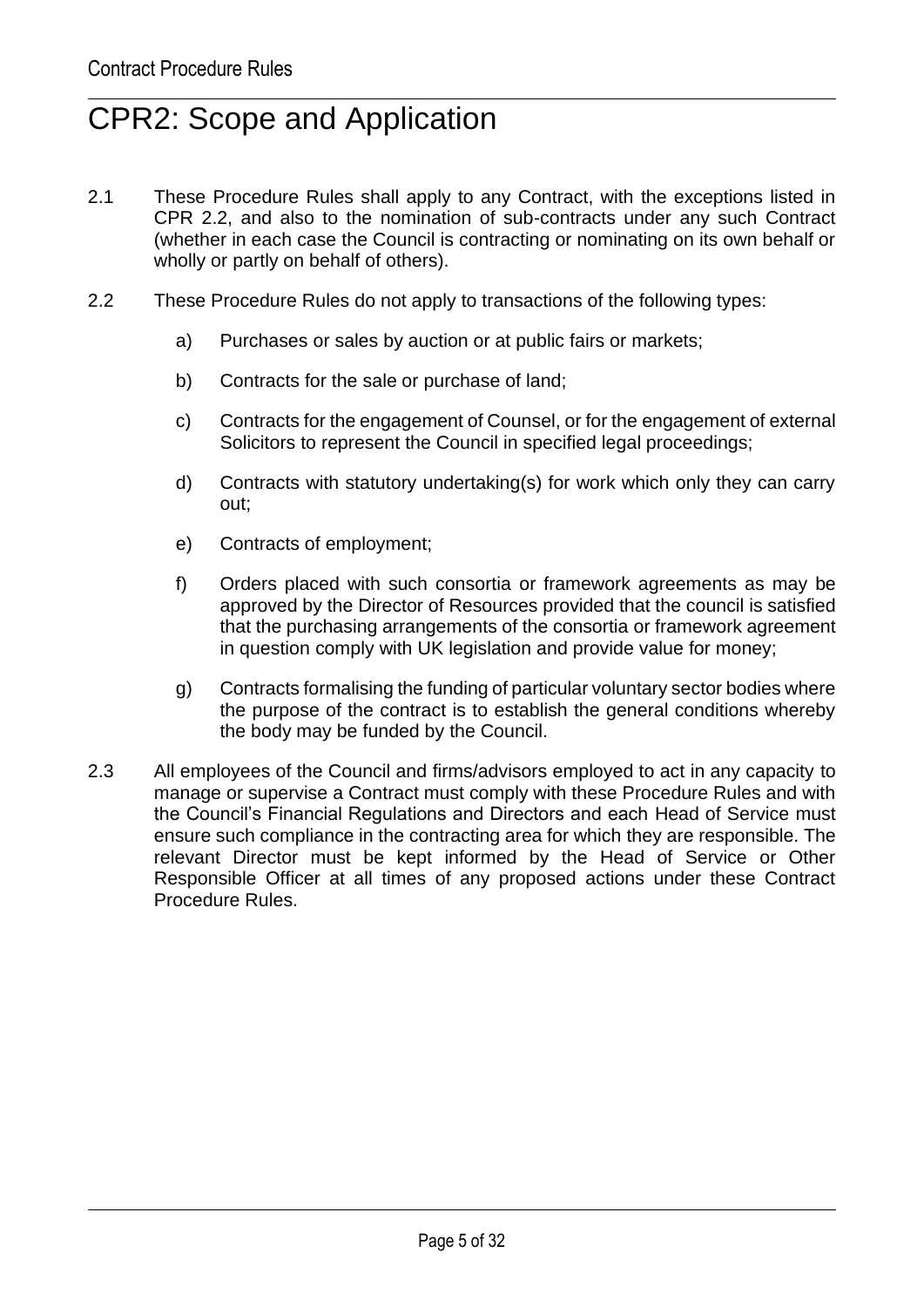# CPR2: Scope and Application

2.1 These Procedure Rules shall apply to any Contract, with the exceptions listed in CPR 2.2, and also to the nomination of sub-contracts under any such Contract (whether in each case the Council is contracting or nominating on its own behalf or wholly or partly on behalf of others).

2.2 These Procedure Rules do not apply to transactions of the following types:

a) Purchases or sales by auction or at public fairs or markets;

b) Contracts for the sale or purchase of land;

c) Contracts for the engagement of Counsel, or for the engagement of external Solicitors to represent the Council in specified legal proceedings;

d) Contracts with statutory undertaking(s) for work which only they can carry out;

e) Contracts of employment;

f) Orders placed with such consortia or framework agreements as may be approved by the Director of Resources provided that the council is satisfied that the purchasing arrangements of the consortia or framework agreement in question comply with UK legislation and provide value for money;

g) Contracts formalising the funding of particular voluntary sector bodies where the purpose of the contract is to establish the general conditions whereby the body may be funded by the Council.

2.3 All employees of the Council and firms/advisors employed to act in any capacity to manage or supervise a Contract must comply with these Procedure Rules and with the Council's Financial Regulations and Directors and each Head of Service must ensure such compliance in the contracting area for which they are responsible. The relevant Director must be kept informed by the Head of Service or Other Responsible Officer at all times of any proposed actions under these Contract Procedure Rules.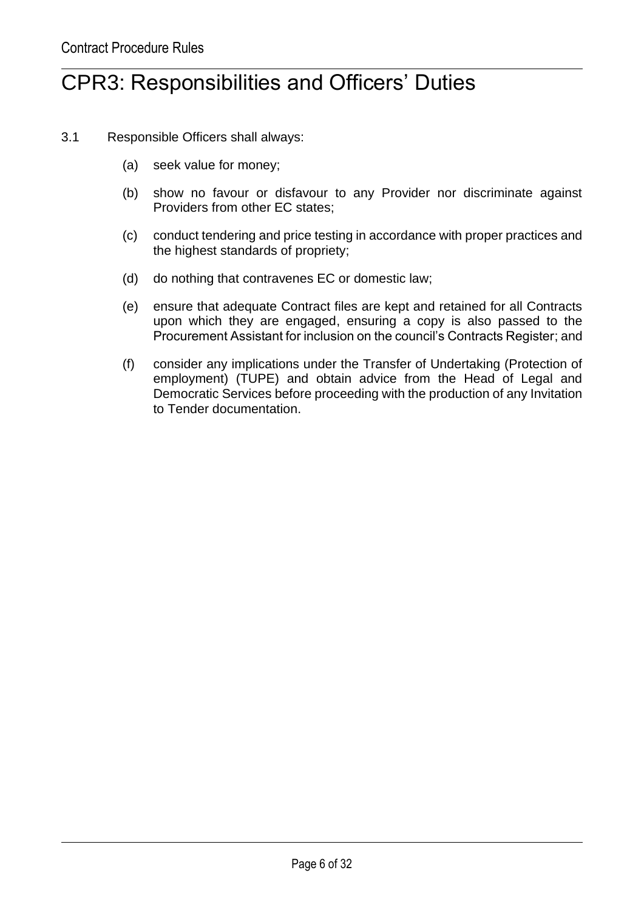# CPR3: Responsibilities and Officers' Duties

3.1 Responsible Officers shall always:

(a) seek value for money;

(b) show no favour or disfavour to any Provider nor discriminate against Providers from other EC states;

(c) conduct tendering and price testing in accordance with proper practices and the highest standards of propriety;

(d) do nothing that contravenes EC or domestic law;

(e) ensure that adequate Contract files are kept and retained for all Contracts upon which they are engaged, ensuring a copy is also passed to the Procurement Assistant for inclusion on the council's Contracts Register; and

(f) consider any implications under the Transfer of Undertaking (Protection of employment) (TUPE) and obtain advice from the Head of Legal and Democratic Services before proceeding with the production of any Invitation to Tender documentation.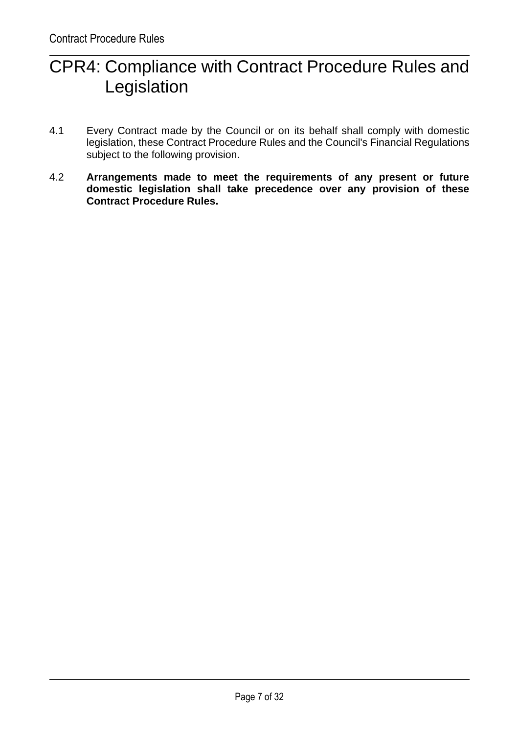# CPR4: Compliance with Contract Procedure Rules and Legislation

4.1 Every Contract made by the Council or on its behalf shall comply with domestic legislation, these Contract Procedure Rules and the Council's Financial Regulations subject to the following provision.

4.2 **Arrangements made to meet the requirements of any present or future domestic legislation shall take precedence over any provision of these Contract Procedure Rules.**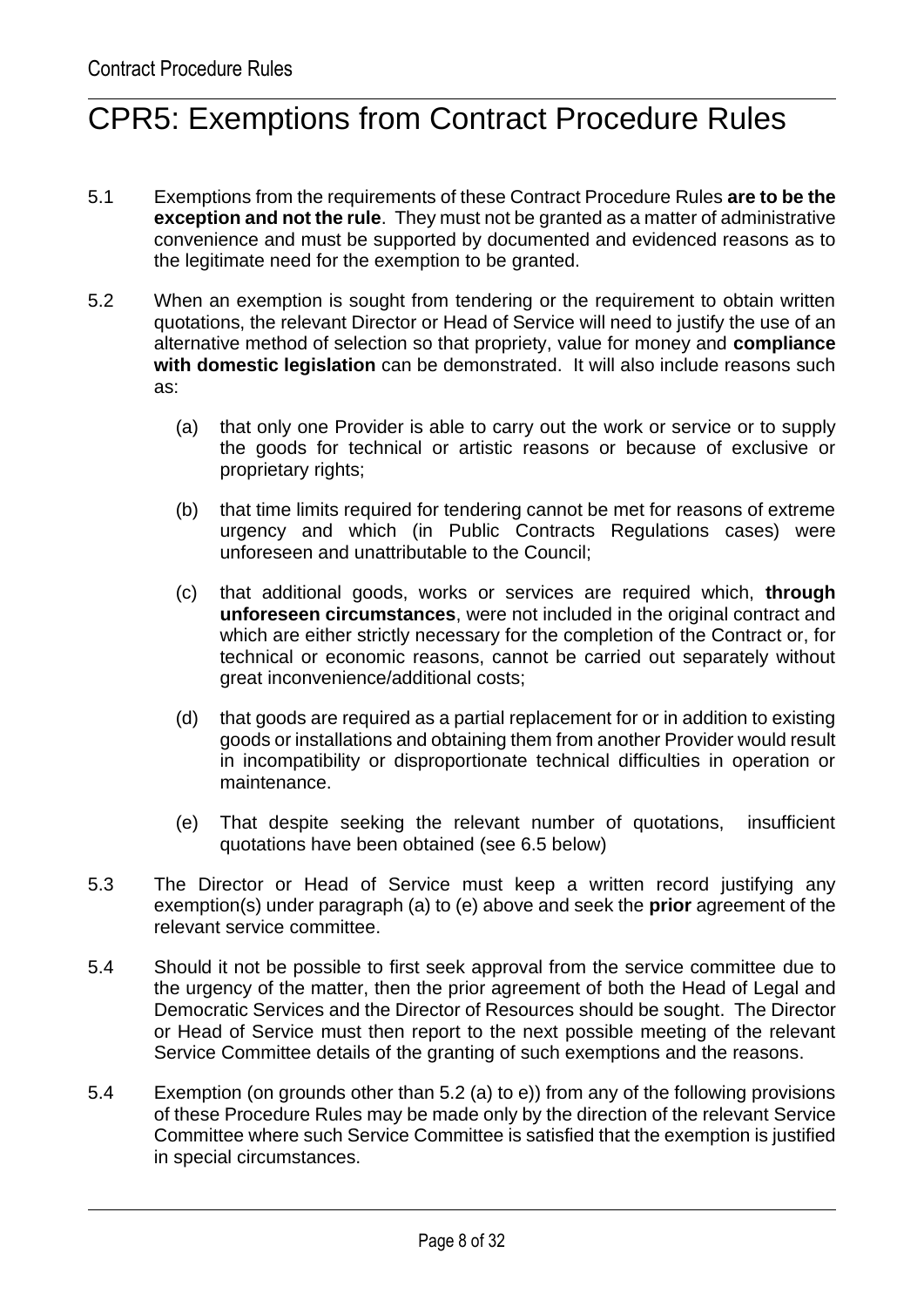# CPR5: Exemptions from Contract Procedure Rules

5.1 Exemptions from the requirements of these Contract Procedure Rules **are to be the exception and not the rule**. They must not be granted as a matter of administrative convenience and must be supported by documented and evidenced reasons as to the legitimate need for the exemption to be granted.

5.2 When an exemption is sought from tendering or the requirement to obtain written quotations, the relevant Director or Head of Service will need to justify the use of an alternative method of selection so that propriety, value for money and **compliance with domestic legislation** can be demonstrated. It will also include reasons such as:

(a) that only one Provider is able to carry out the work or service or to supply the goods for technical or artistic reasons or because of exclusive or proprietary rights;

(b) that time limits required for tendering cannot be met for reasons of extreme urgency and which (in Public Contracts Regulations cases) were unforeseen and unattributable to the Council;

(c) that additional goods, works or services are required which, **through unforeseen circumstances**, were not included in the original contract and which are either strictly necessary for the completion of the Contract or, for technical or economic reasons, cannot be carried out separately without great inconvenience/additional costs;

(d) that goods are required as a partial replacement for or in addition to existing goods or installations and obtaining them from another Provider would result in incompatibility or disproportionate technical difficulties in operation or maintenance.

(e) That despite seeking the relevant number of quotations, insufficient quotations have been obtained (see 6.5 below)

5.3 The Director or Head of Service must keep a written record justifying any exemption(s) under paragraph (a) to (e) above and seek the **prior** agreement of the relevant service committee.

5.4 Should it not be possible to first seek approval from the service committee due to the urgency of the matter, then the prior agreement of both the Head of Legal and Democratic Services and the Director of Resources should be sought. The Director or Head of Service must then report to the next possible meeting of the relevant Service Committee details of the granting of such exemptions and the reasons.

5.4 Exemption (on grounds other than 5.2 (a) to e)) from any of the following provisions of these Procedure Rules may be made only by the direction of the relevant Service Committee where such Service Committee is satisfied that the exemption is justified in special circumstances.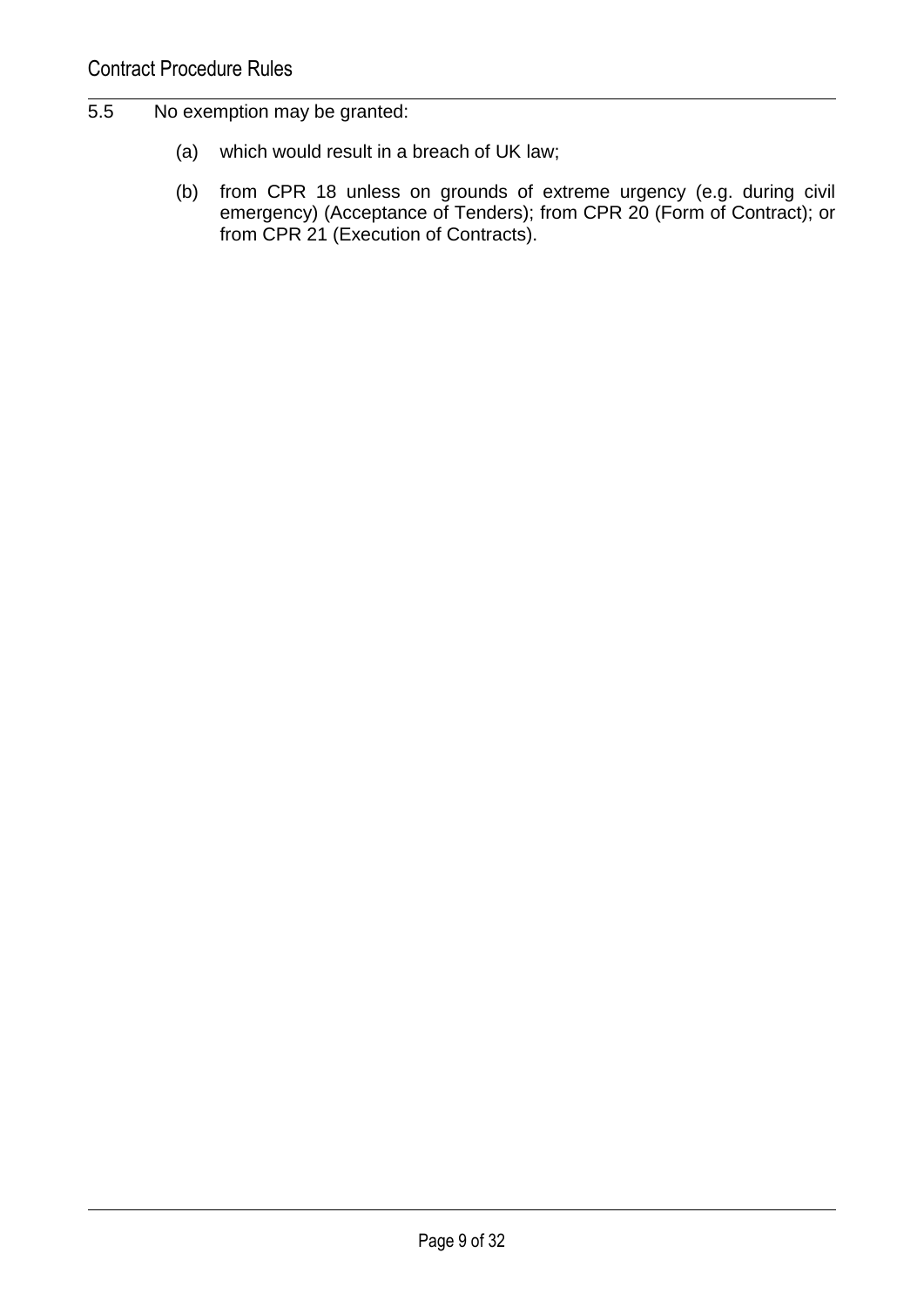5.5 No exemption may be granted:

(a) which would result in a breach of UK law;

(b) from CPR 18 unless on grounds of extreme urgency (e.g. during civil emergency) (Acceptance of Tenders); from CPR 20 (Form of Contract); or from CPR 21 (Execution of Contracts).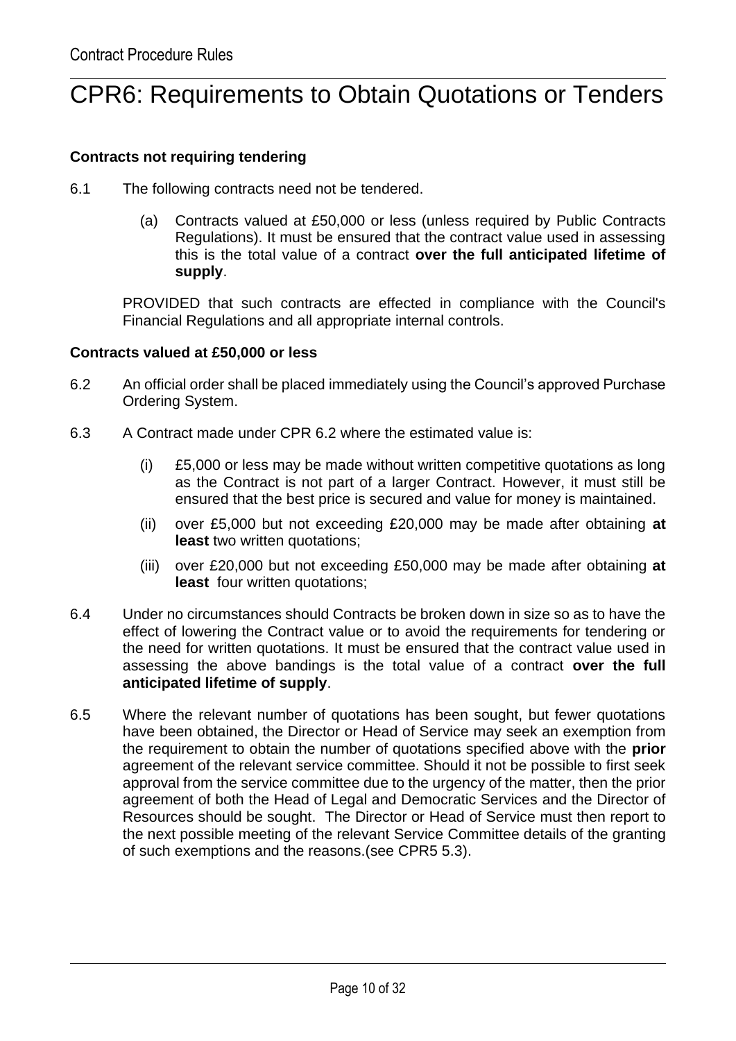# CPR6: Requirements to Obtain Quotations or Tenders

**Contracts not requiring tendering**

6.1 The following contracts need not be tendered.

(a) Contracts valued at £50,000 or less (unless required by Public Contracts Regulations). It must be ensured that the contract value used in assessing this is the total value of a contract **over the full anticipated lifetime of supply**.

PROVIDED that such contracts are effected in compliance with the Council's Financial Regulations and all appropriate internal controls.

**Contracts valued at £50,000 or less**

6.2 An official order shall be placed immediately using the Council's approved Purchase Ordering System.

6.3 A Contract made under CPR 6.2 where the estimated value is:

(i) £5,000 or less may be made without written competitive quotations as long as the Contract is not part of a larger Contract. However, it must still be ensured that the best price is secured and value for money is maintained.

(ii) over £5,000 but not exceeding £20,000 may be made after obtaining **at least** two written quotations;

(iii) over £20,000 but not exceeding £50,000 may be made after obtaining **at least** four written quotations;

6.4 Under no circumstances should Contracts be broken down in size so as to have the effect of lowering the Contract value or to avoid the requirements for tendering or the need for written quotations. It must be ensured that the contract value used in assessing the above bandings is the total value of a contract **over the full anticipated lifetime of supply**.

6.5 Where the relevant number of quotations has been sought, but fewer quotations have been obtained, the Director or Head of Service may seek an exemption from the requirement to obtain the number of quotations specified above with the **prior** agreement of the relevant service committee. Should it not be possible to first seek approval from the service committee due to the urgency of the matter, then the prior agreement of both the Head of Legal and Democratic Services and the Director of Resources should be sought. The Director or Head of Service must then report to the next possible meeting of the relevant Service Committee details of the granting of such exemptions and the reasons.(see CPR5 5.3).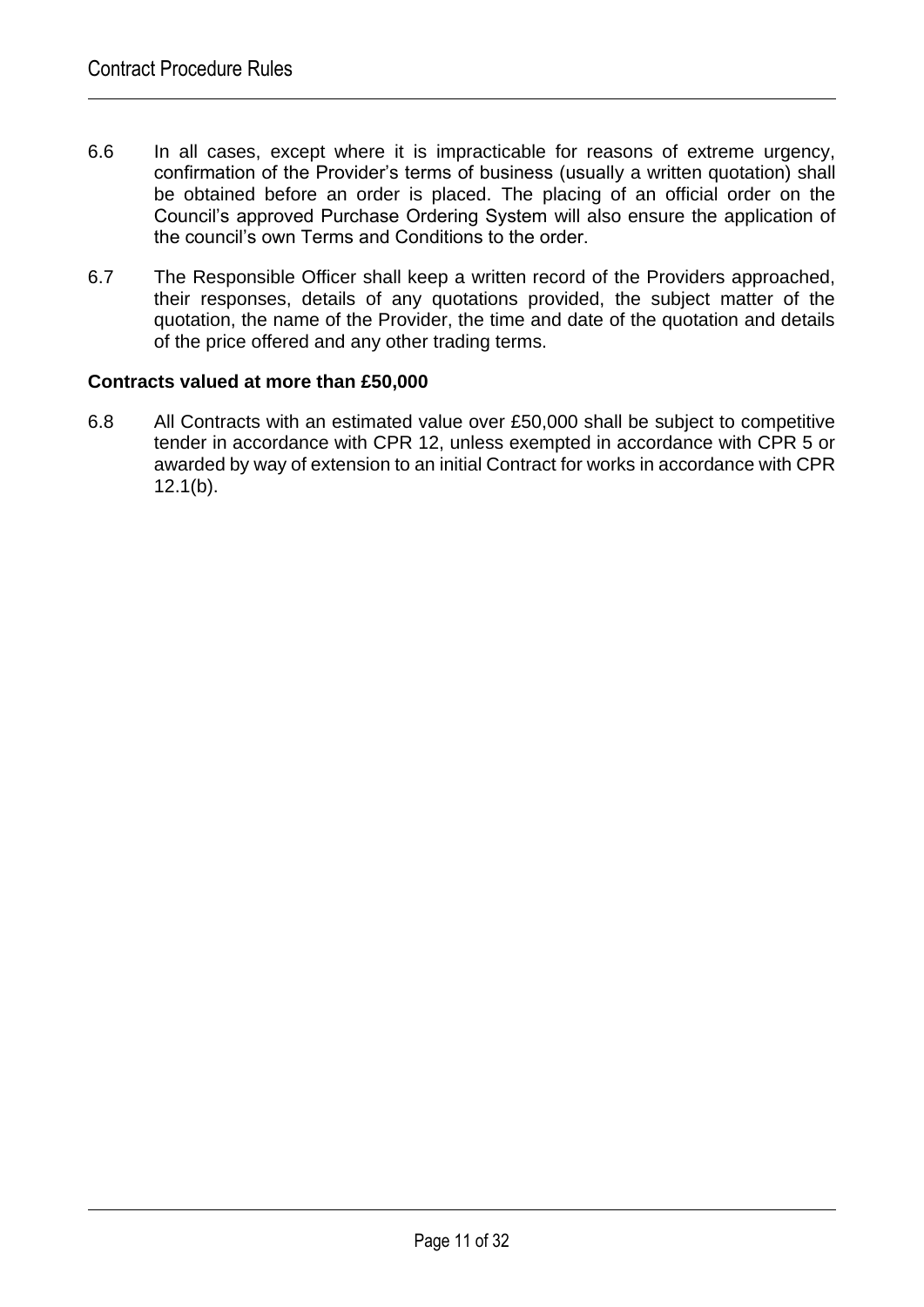6.6 In all cases, except where it is impracticable for reasons of extreme urgency, confirmation of the Provider's terms of business (usually a written quotation) shall be obtained before an order is placed. The placing of an official order on the Council's approved Purchase Ordering System will also ensure the application of the council's own Terms and Conditions to the order.

6.7 The Responsible Officer shall keep a written record of the Providers approached, their responses, details of any quotations provided, the subject matter of the quotation, the name of the Provider, the time and date of the quotation and details of the price offered and any other trading terms.

**Contracts valued at more than £50,000**

6.8 All Contracts with an estimated value over £50,000 shall be subject to competitive tender in accordance with CPR 12, unless exempted in accordance with CPR 5 or awarded by way of extension to an initial Contract for works in accordance with CPR 12.1(b).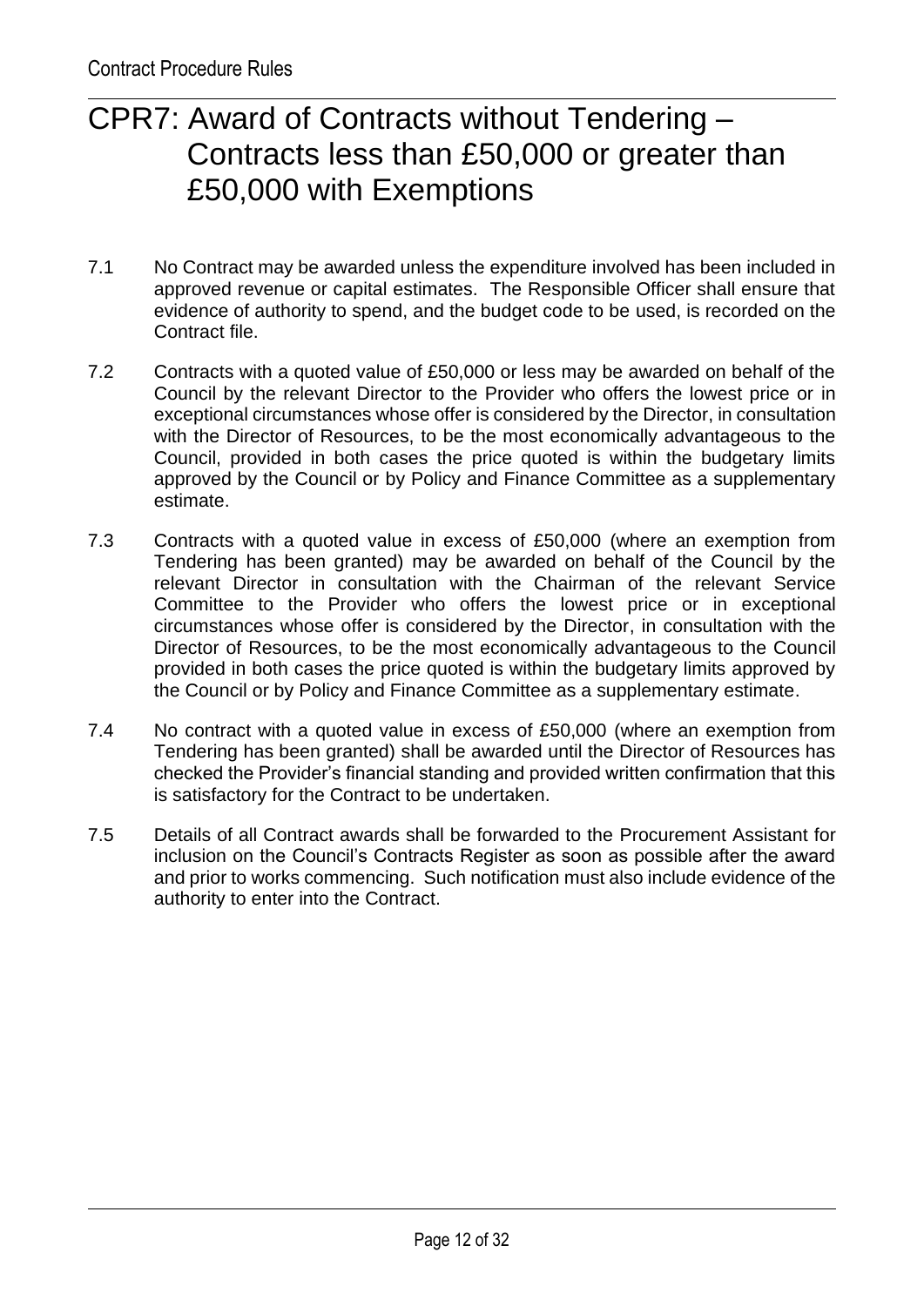# CPR7: Award of Contracts without Tendering – Contracts less than £50,000 or greater than £50,000 with Exemptions

7.1 No Contract may be awarded unless the expenditure involved has been included in approved revenue or capital estimates. The Responsible Officer shall ensure that evidence of authority to spend, and the budget code to be used, is recorded on the Contract file.

7.2 Contracts with a quoted value of £50,000 or less may be awarded on behalf of the Council by the relevant Director to the Provider who offers the lowest price or in exceptional circumstances whose offer is considered by the Director, in consultation with the Director of Resources, to be the most economically advantageous to the Council, provided in both cases the price quoted is within the budgetary limits approved by the Council or by Policy and Finance Committee as a supplementary estimate.

7.3 Contracts with a quoted value in excess of £50,000 (where an exemption from Tendering has been granted) may be awarded on behalf of the Council by the relevant Director in consultation with the Chairman of the relevant Service Committee to the Provider who offers the lowest price or in exceptional circumstances whose offer is considered by the Director, in consultation with the Director of Resources, to be the most economically advantageous to the Council provided in both cases the price quoted is within the budgetary limits approved by the Council or by Policy and Finance Committee as a supplementary estimate.

7.4 No contract with a quoted value in excess of £50,000 (where an exemption from Tendering has been granted) shall be awarded until the Director of Resources has checked the Provider's financial standing and provided written confirmation that this is satisfactory for the Contract to be undertaken.

7.5 Details of all Contract awards shall be forwarded to the Procurement Assistant for inclusion on the Council's Contracts Register as soon as possible after the award and prior to works commencing. Such notification must also include evidence of the authority to enter into the Contract.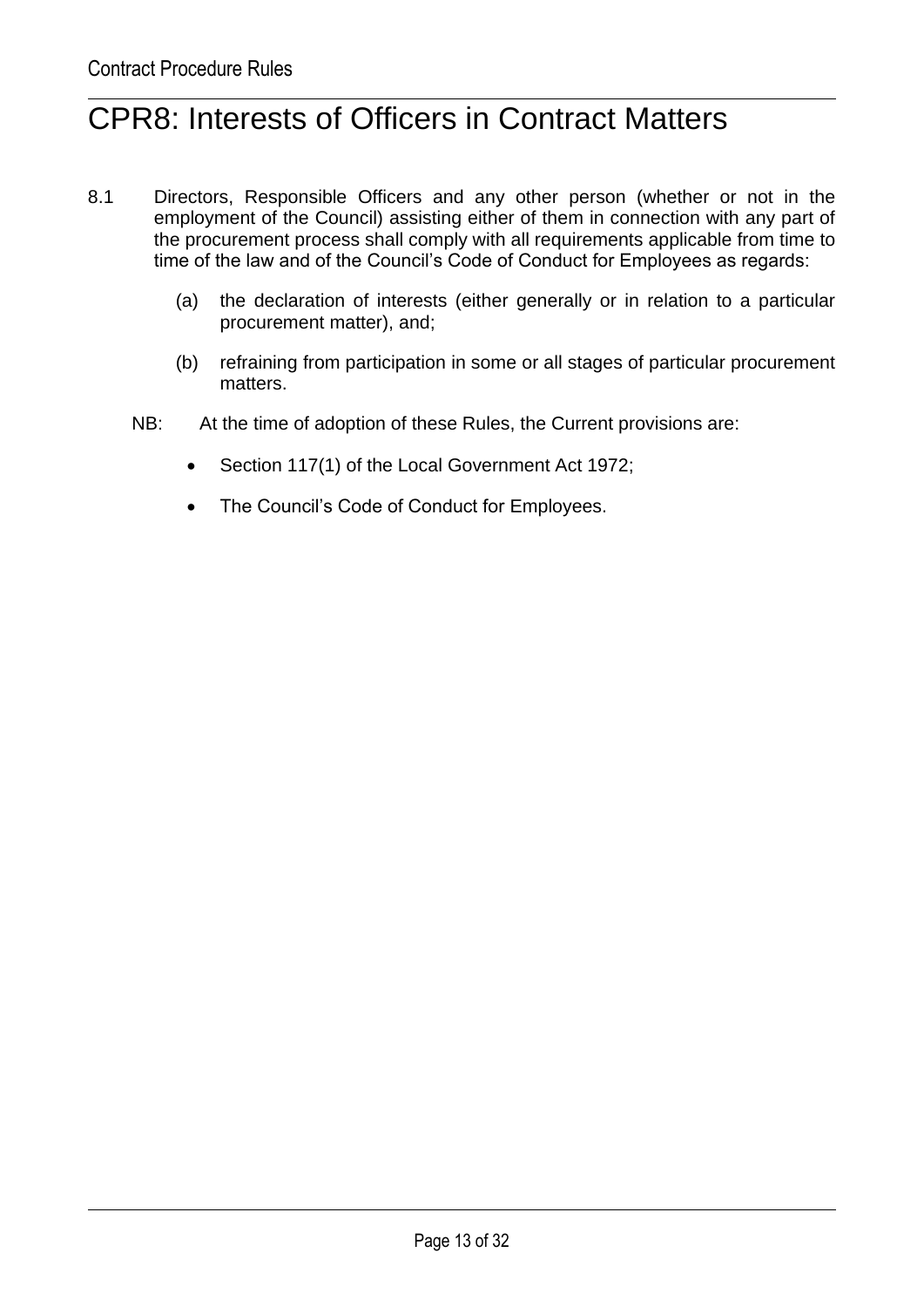# CPR8: Interests of Officers in Contract Matters

8.1 Directors, Responsible Officers and any other person (whether or not in the employment of the Council) assisting either of them in connection with any part of the procurement process shall comply with all requirements applicable from time to time of the law and of the Council's Code of Conduct for Employees as regards:

(a) the declaration of interests (either generally or in relation to a particular procurement matter), and;

(b) refraining from participation in some or all stages of particular procurement matters.

NB: At the time of adoption of these Rules, the Current provisions are:

- Section 117(1) of the Local Government Act 1972;
- The Council's Code of Conduct for Employees.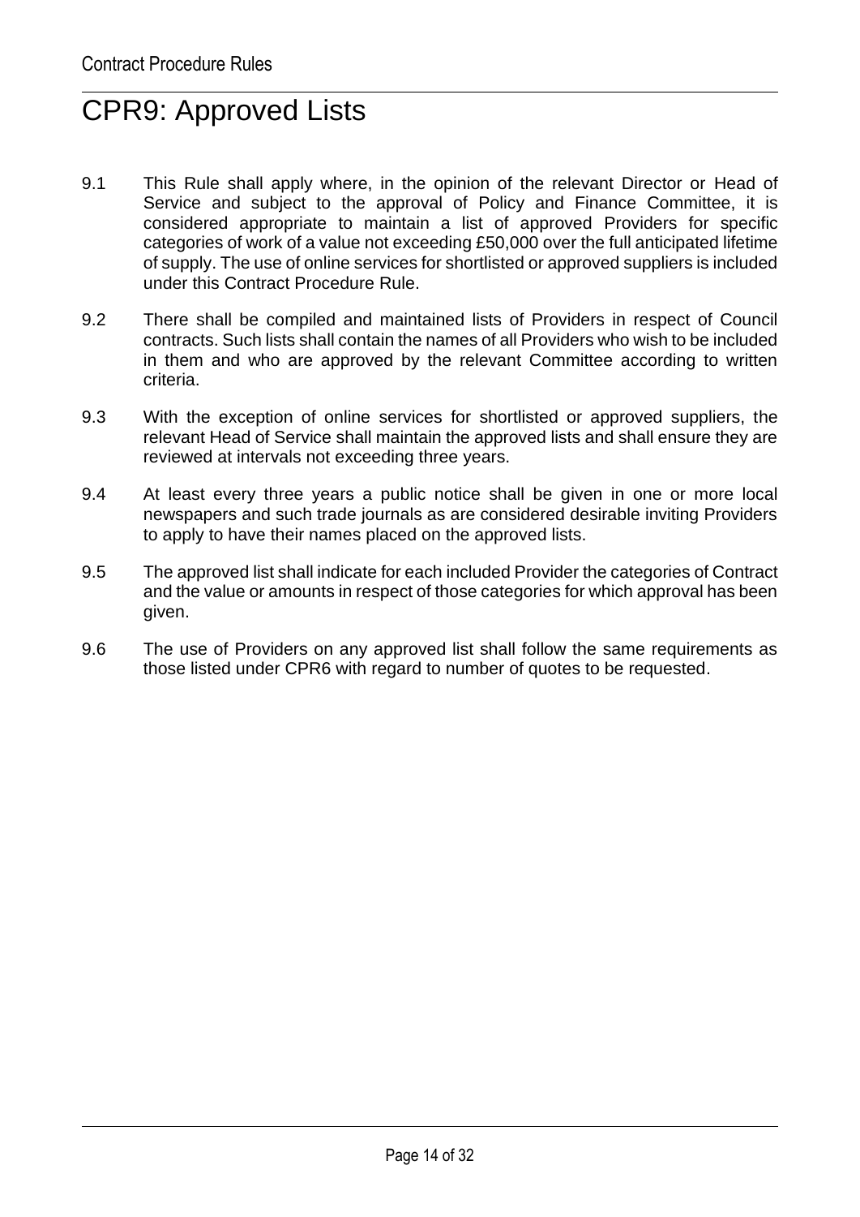# CPR9: Approved Lists

9.1 This Rule shall apply where, in the opinion of the relevant Director or Head of Service and subject to the approval of Policy and Finance Committee, it is considered appropriate to maintain a list of approved Providers for specific categories of work of a value not exceeding £50,000 over the full anticipated lifetime of supply. The use of online services for shortlisted or approved suppliers is included under this Contract Procedure Rule.

9.2 There shall be compiled and maintained lists of Providers in respect of Council contracts. Such lists shall contain the names of all Providers who wish to be included in them and who are approved by the relevant Committee according to written criteria.

9.3 With the exception of online services for shortlisted or approved suppliers, the relevant Head of Service shall maintain the approved lists and shall ensure they are reviewed at intervals not exceeding three years.

9.4 At least every three years a public notice shall be given in one or more local newspapers and such trade journals as are considered desirable inviting Providers to apply to have their names placed on the approved lists.

9.5 The approved list shall indicate for each included Provider the categories of Contract and the value or amounts in respect of those categories for which approval has been given.

9.6 The use of Providers on any approved list shall follow the same requirements as those listed under CPR6 with regard to number of quotes to be requested.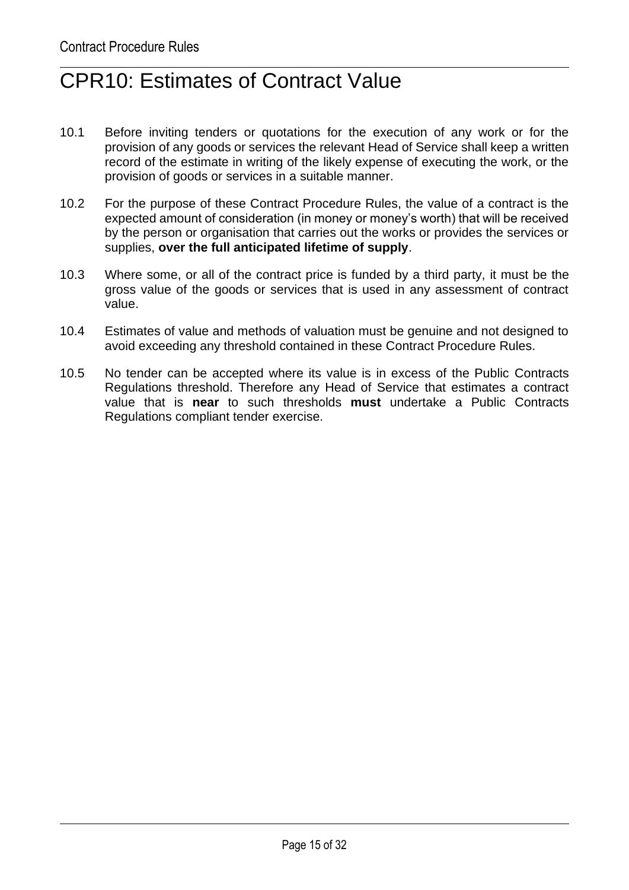# CPR10: Estimates of Contract Value

10.1 Before inviting tenders or quotations for the execution of any work or for the provision of any goods or services the relevant Head of Service shall keep a written record of the estimate in writing of the likely expense of executing the work, or the provision of goods or services in a suitable manner.

10.2 For the purpose of these Contract Procedure Rules, the value of a contract is the expected amount of consideration (in money or money's worth) that will be received by the person or organisation that carries out the works or provides the services or supplies, **over the full anticipated lifetime of supply**.

10.3 Where some, or all of the contract price is funded by a third party, it must be the gross value of the goods or services that is used in any assessment of contract value.

10.4 Estimates of value and methods of valuation must be genuine and not designed to avoid exceeding any threshold contained in these Contract Procedure Rules.

10.5 No tender can be accepted where its value is in excess of the Public Contracts Regulations threshold. Therefore any Head of Service that estimates a contract value that is **near** to such thresholds **must** undertake a Public Contracts Regulations compliant tender exercise.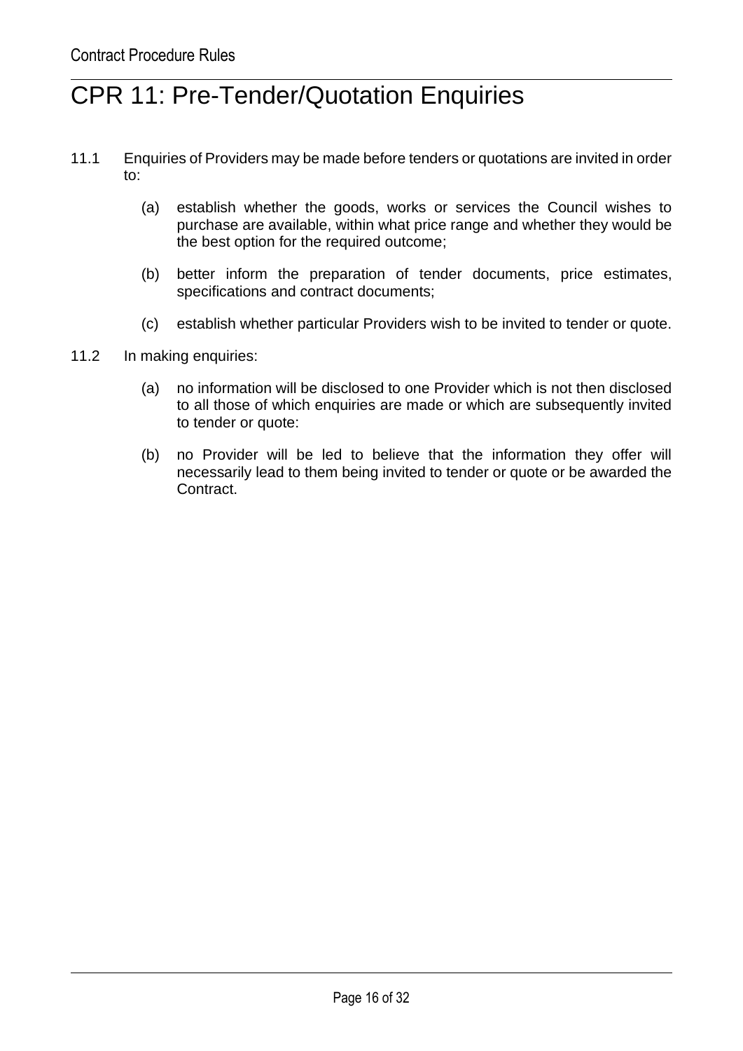# CPR 11: Pre-Tender/Quotation Enquiries

11.1 Enquiries of Providers may be made before tenders or quotations are invited in order to:

(a) establish whether the goods, works or services the Council wishes to purchase are available, within what price range and whether they would be the best option for the required outcome;

(b) better inform the preparation of tender documents, price estimates, specifications and contract documents;

(c) establish whether particular Providers wish to be invited to tender or quote.

11.2 In making enquiries:

(a) no information will be disclosed to one Provider which is not then disclosed to all those of which enquiries are made or which are subsequently invited to tender or quote:

(b) no Provider will be led to believe that the information they offer will necessarily lead to them being invited to tender or quote or be awarded the Contract.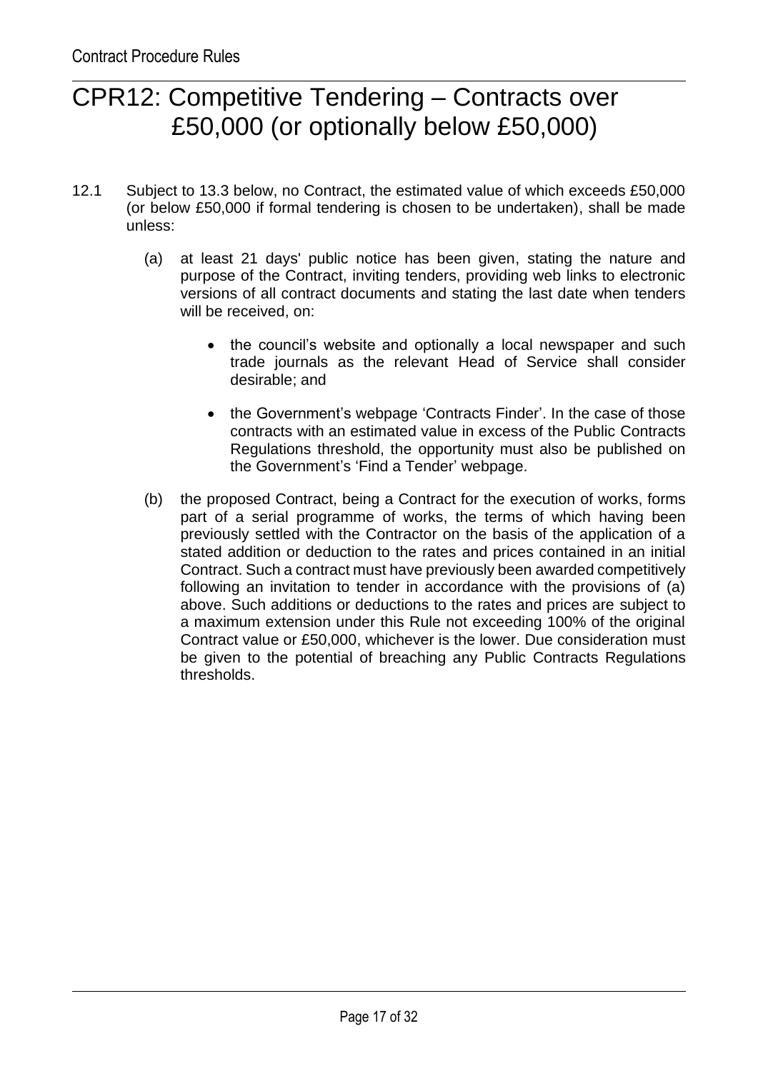# CPR12: Competitive Tendering – Contracts over £50,000 (or optionally below £50,000)

12.1 Subject to 13.3 below, no Contract, the estimated value of which exceeds £50,000 (or below £50,000 if formal tendering is chosen to be undertaken), shall be made unless:

(a) at least 21 days' public notice has been given, stating the nature and purpose of the Contract, inviting tenders, providing web links to electronic versions of all contract documents and stating the last date when tenders will be received, on:

- the council's website and optionally a local newspaper and such trade journals as the relevant Head of Service shall consider desirable; and
- the Government's webpage 'Contracts Finder'. In the case of those contracts with an estimated value in excess of the Public Contracts Regulations threshold, the opportunity must also be published on the Government's 'Find a Tender' webpage.

(b) the proposed Contract, being a Contract for the execution of works, forms part of a serial programme of works, the terms of which having been previously settled with the Contractor on the basis of the application of a stated addition or deduction to the rates and prices contained in an initial Contract. Such a contract must have previously been awarded competitively following an invitation to tender in accordance with the provisions of (a) above. Such additions or deductions to the rates and prices are subject to a maximum extension under this Rule not exceeding 100% of the original Contract value or £50,000, whichever is the lower. Due consideration must be given to the potential of breaching any Public Contracts Regulations thresholds.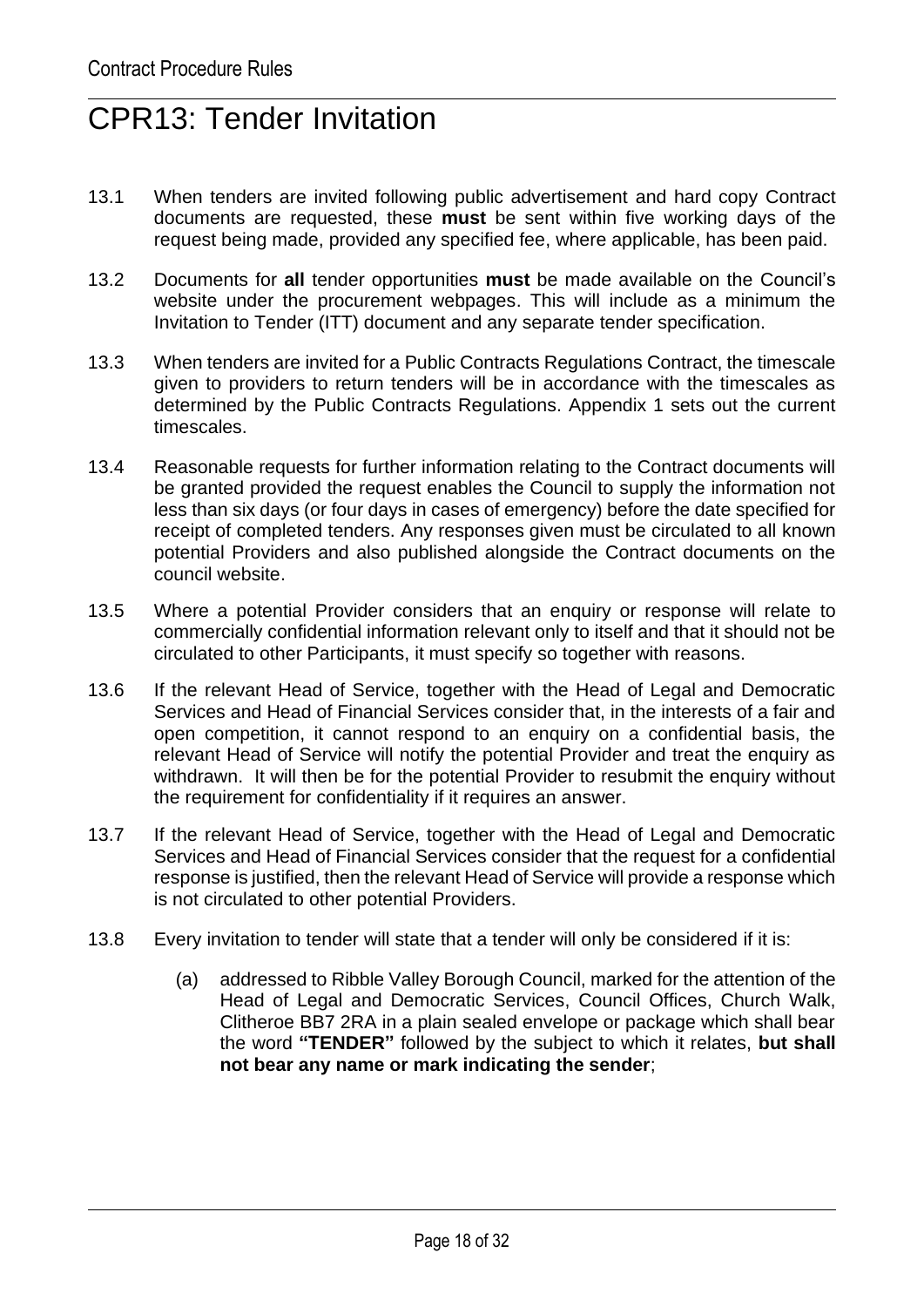# CPR13: Tender Invitation

13.1 When tenders are invited following public advertisement and hard copy Contract documents are requested, these **must** be sent within five working days of the request being made, provided any specified fee, where applicable, has been paid.

13.2 Documents for **all** tender opportunities **must** be made available on the Council's website under the procurement webpages. This will include as a minimum the Invitation to Tender (ITT) document and any separate tender specification.

13.3 When tenders are invited for a Public Contracts Regulations Contract, the timescale given to providers to return tenders will be in accordance with the timescales as determined by the Public Contracts Regulations. Appendix 1 sets out the current timescales.

13.4 Reasonable requests for further information relating to the Contract documents will be granted provided the request enables the Council to supply the information not less than six days (or four days in cases of emergency) before the date specified for receipt of completed tenders. Any responses given must be circulated to all known potential Providers and also published alongside the Contract documents on the council website.

13.5 Where a potential Provider considers that an enquiry or response will relate to commercially confidential information relevant only to itself and that it should not be circulated to other Participants, it must specify so together with reasons.

13.6 If the relevant Head of Service, together with the Head of Legal and Democratic Services and Head of Financial Services consider that, in the interests of a fair and open competition, it cannot respond to an enquiry on a confidential basis, the relevant Head of Service will notify the potential Provider and treat the enquiry as withdrawn. It will then be for the potential Provider to resubmit the enquiry without the requirement for confidentiality if it requires an answer.

13.7 If the relevant Head of Service, together with the Head of Legal and Democratic Services and Head of Financial Services consider that the request for a confidential response is justified, then the relevant Head of Service will provide a response which is not circulated to other potential Providers.

13.8 Every invitation to tender will state that a tender will only be considered if it is:

(a) addressed to Ribble Valley Borough Council, marked for the attention of the Head of Legal and Democratic Services, Council Offices, Church Walk, Clitheroe BB7 2RA in a plain sealed envelope or package which shall bear the word **"TENDER"** followed by the subject to which it relates, **but shall not bear any name or mark indicating the sender**;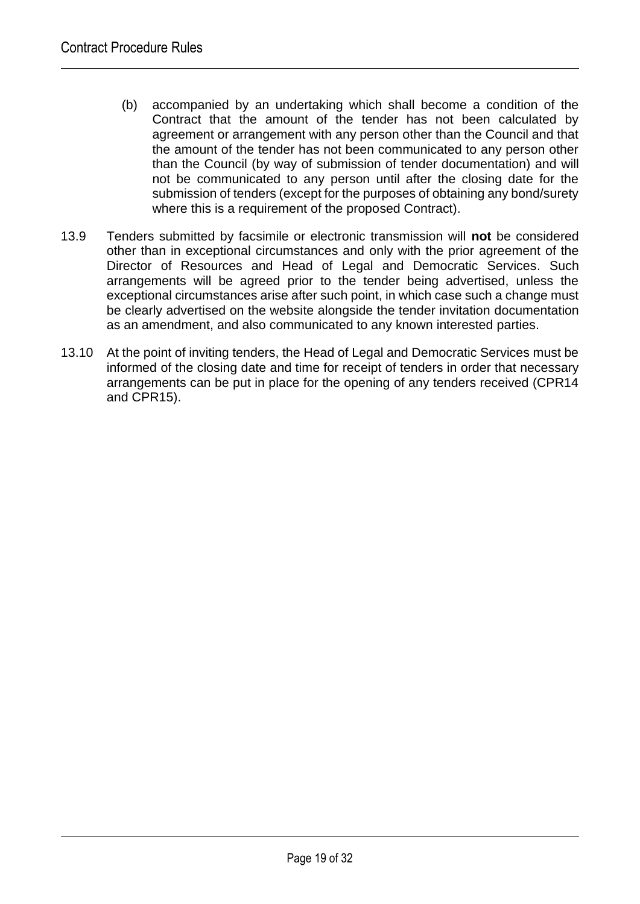(b) accompanied by an undertaking which shall become a condition of the Contract that the amount of the tender has not been calculated by agreement or arrangement with any person other than the Council and that the amount of the tender has not been communicated to any person other than the Council (by way of submission of tender documentation) and will not be communicated to any person until after the closing date for the submission of tenders (except for the purposes of obtaining any bond/surety where this is a requirement of the proposed Contract).

13.9 Tenders submitted by facsimile or electronic transmission will **not** be considered other than in exceptional circumstances and only with the prior agreement of the Director of Resources and Head of Legal and Democratic Services. Such arrangements will be agreed prior to the tender being advertised, unless the exceptional circumstances arise after such point, in which case such a change must be clearly advertised on the website alongside the tender invitation documentation as an amendment, and also communicated to any known interested parties.

13.10 At the point of inviting tenders, the Head of Legal and Democratic Services must be informed of the closing date and time for receipt of tenders in order that necessary arrangements can be put in place for the opening of any tenders received (CPR14 and CPR15).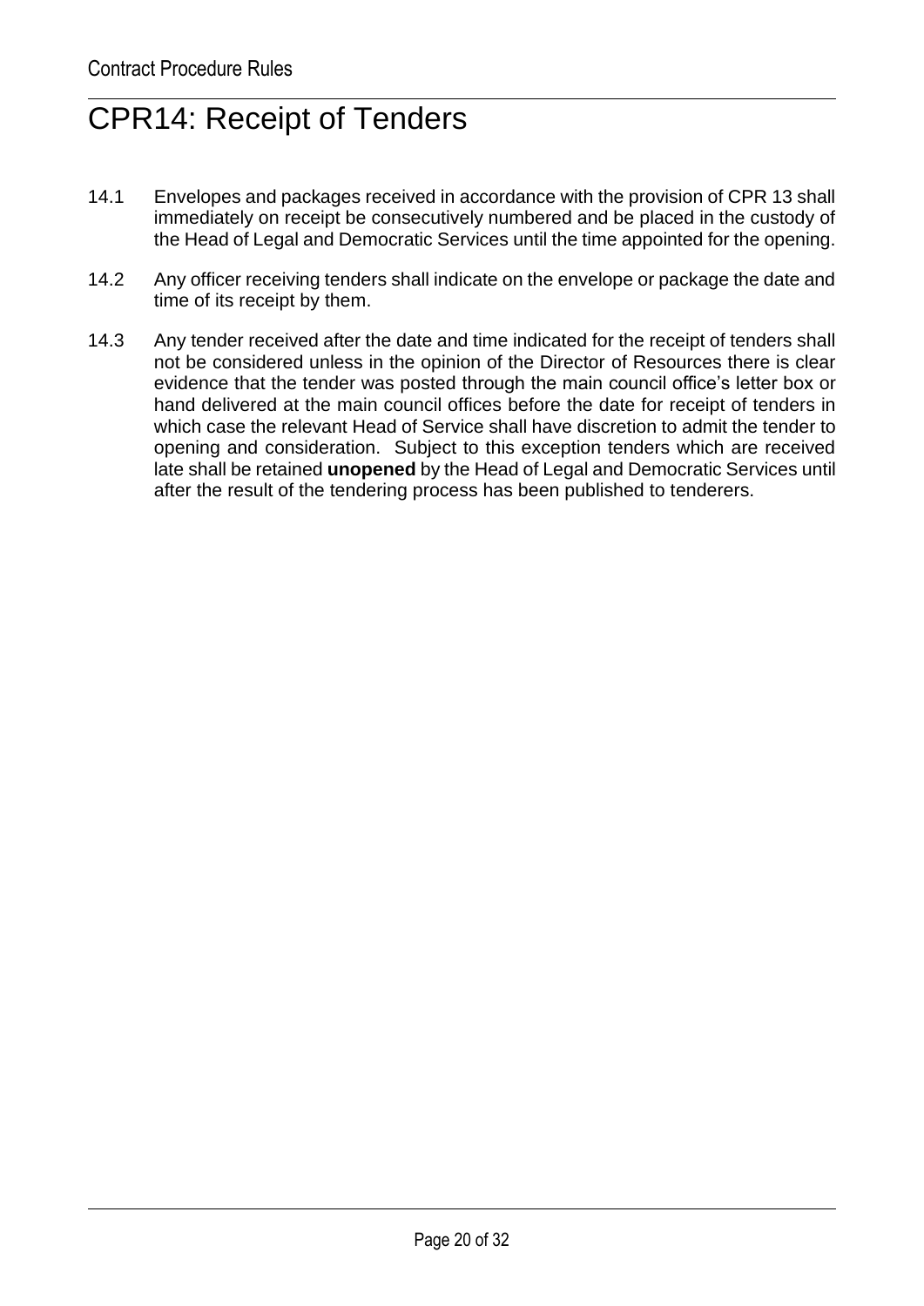# CPR14: Receipt of Tenders

14.1 Envelopes and packages received in accordance with the provision of CPR 13 shall immediately on receipt be consecutively numbered and be placed in the custody of the Head of Legal and Democratic Services until the time appointed for the opening.

14.2 Any officer receiving tenders shall indicate on the envelope or package the date and time of its receipt by them.

14.3 Any tender received after the date and time indicated for the receipt of tenders shall not be considered unless in the opinion of the Director of Resources there is clear evidence that the tender was posted through the main council office's letter box or hand delivered at the main council offices before the date for receipt of tenders in which case the relevant Head of Service shall have discretion to admit the tender to opening and consideration. Subject to this exception tenders which are received late shall be retained **unopened** by the Head of Legal and Democratic Services until after the result of the tendering process has been published to tenderers.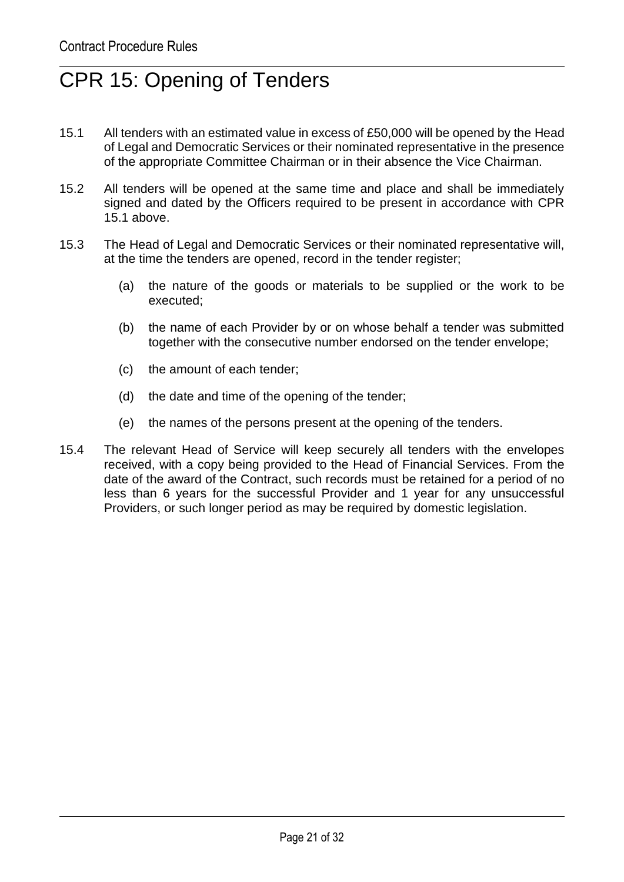# CPR 15: Opening of Tenders

15.1 All tenders with an estimated value in excess of £50,000 will be opened by the Head of Legal and Democratic Services or their nominated representative in the presence of the appropriate Committee Chairman or in their absence the Vice Chairman.

15.2 All tenders will be opened at the same time and place and shall be immediately signed and dated by the Officers required to be present in accordance with CPR 15.1 above.

15.3 The Head of Legal and Democratic Services or their nominated representative will, at the time the tenders are opened, record in the tender register;

(a) the nature of the goods or materials to be supplied or the work to be executed;

(b) the name of each Provider by or on whose behalf a tender was submitted together with the consecutive number endorsed on the tender envelope;

(c) the amount of each tender;

(d) the date and time of the opening of the tender;

(e) the names of the persons present at the opening of the tenders.

15.4 The relevant Head of Service will keep securely all tenders with the envelopes received, with a copy being provided to the Head of Financial Services. From the date of the award of the Contract, such records must be retained for a period of no less than 6 years for the successful Provider and 1 year for any unsuccessful Providers, or such longer period as may be required by domestic legislation.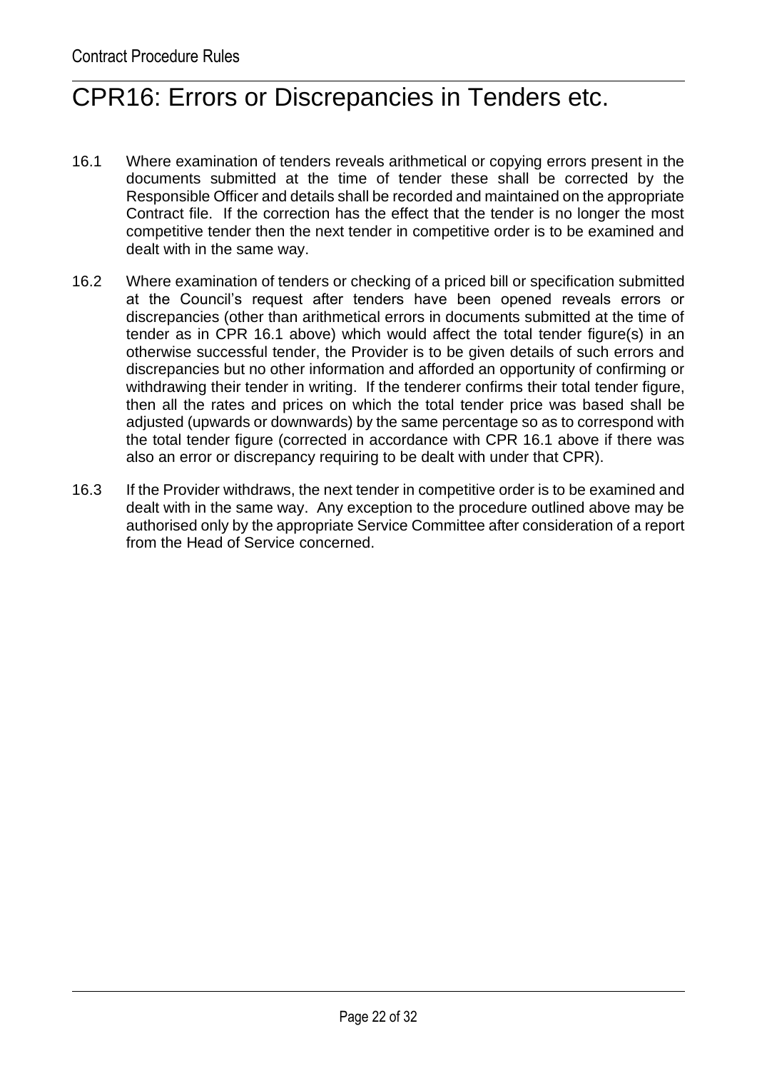# CPR16: Errors or Discrepancies in Tenders etc.

16.1 Where examination of tenders reveals arithmetical or copying errors present in the documents submitted at the time of tender these shall be corrected by the Responsible Officer and details shall be recorded and maintained on the appropriate Contract file. If the correction has the effect that the tender is no longer the most competitive tender then the next tender in competitive order is to be examined and dealt with in the same way.

16.2 Where examination of tenders or checking of a priced bill or specification submitted at the Council's request after tenders have been opened reveals errors or discrepancies (other than arithmetical errors in documents submitted at the time of tender as in CPR 16.1 above) which would affect the total tender figure(s) in an otherwise successful tender, the Provider is to be given details of such errors and discrepancies but no other information and afforded an opportunity of confirming or withdrawing their tender in writing. If the tenderer confirms their total tender figure, then all the rates and prices on which the total tender price was based shall be adjusted (upwards or downwards) by the same percentage so as to correspond with the total tender figure (corrected in accordance with CPR 16.1 above if there was also an error or discrepancy requiring to be dealt with under that CPR).

16.3 If the Provider withdraws, the next tender in competitive order is to be examined and dealt with in the same way. Any exception to the procedure outlined above may be authorised only by the appropriate Service Committee after consideration of a report from the Head of Service concerned.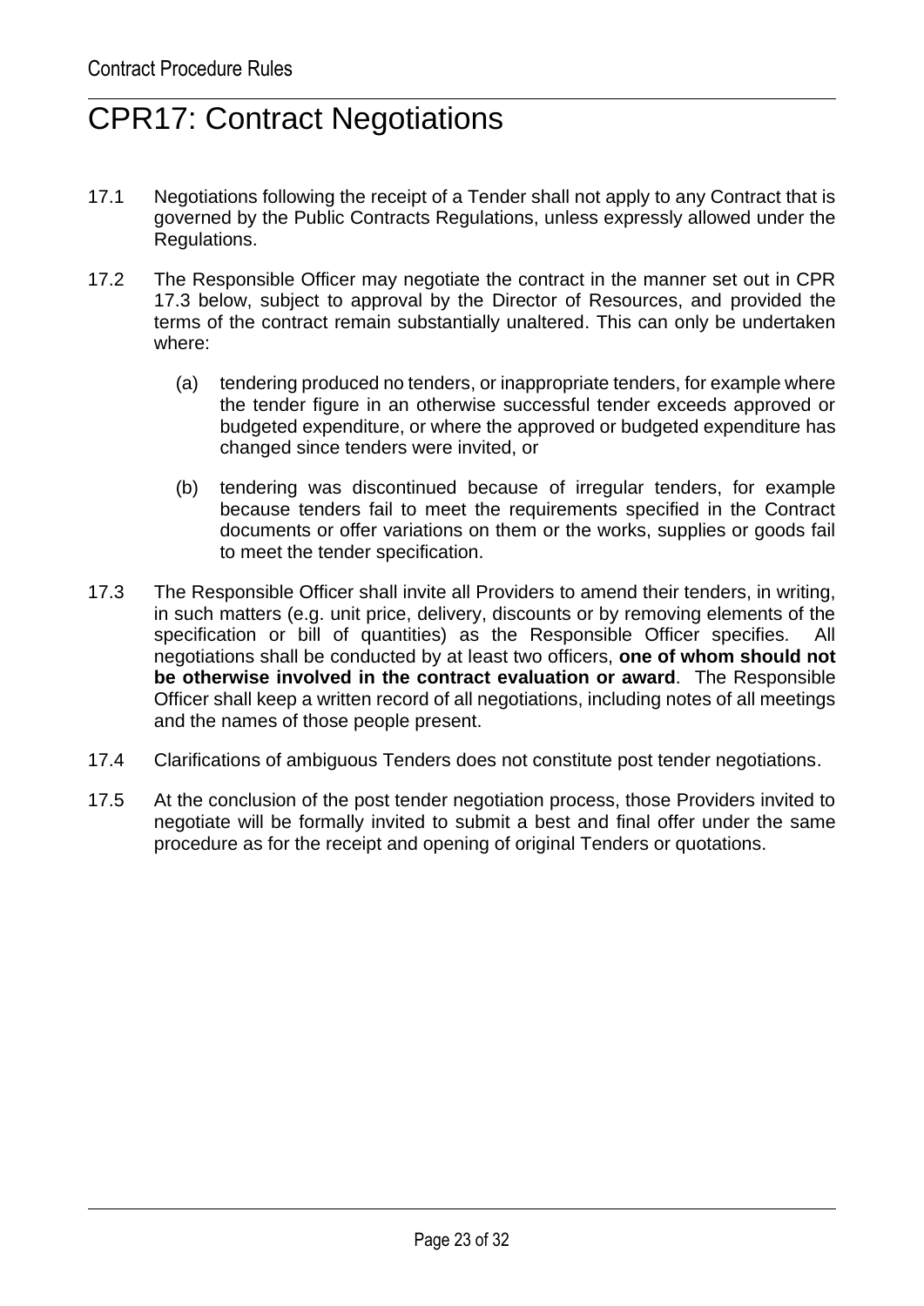# CPR17: Contract Negotiations

17.1 Negotiations following the receipt of a Tender shall not apply to any Contract that is governed by the Public Contracts Regulations, unless expressly allowed under the Regulations.

17.2 The Responsible Officer may negotiate the contract in the manner set out in CPR 17.3 below, subject to approval by the Director of Resources, and provided the terms of the contract remain substantially unaltered. This can only be undertaken where:

   (a) tendering produced no tenders, or inappropriate tenders, for example where the tender figure in an otherwise successful tender exceeds approved or budgeted expenditure, or where the approved or budgeted expenditure has changed since tenders were invited, or

   (b) tendering was discontinued because of irregular tenders, for example because tenders fail to meet the requirements specified in the Contract documents or offer variations on them or the works, supplies or goods fail to meet the tender specification.

17.3 The Responsible Officer shall invite all Providers to amend their tenders, in writing, in such matters (e.g. unit price, delivery, discounts or by removing elements of the specification or bill of quantities) as the Responsible Officer specifies. All negotiations shall be conducted by at least two officers, **one of whom should not be otherwise involved in the contract evaluation or award**. The Responsible Officer shall keep a written record of all negotiations, including notes of all meetings and the names of those people present.

17.4 Clarifications of ambiguous Tenders does not constitute post tender negotiations.

17.5 At the conclusion of the post tender negotiation process, those Providers invited to negotiate will be formally invited to submit a best and final offer under the same procedure as for the receipt and opening of original Tenders or quotations.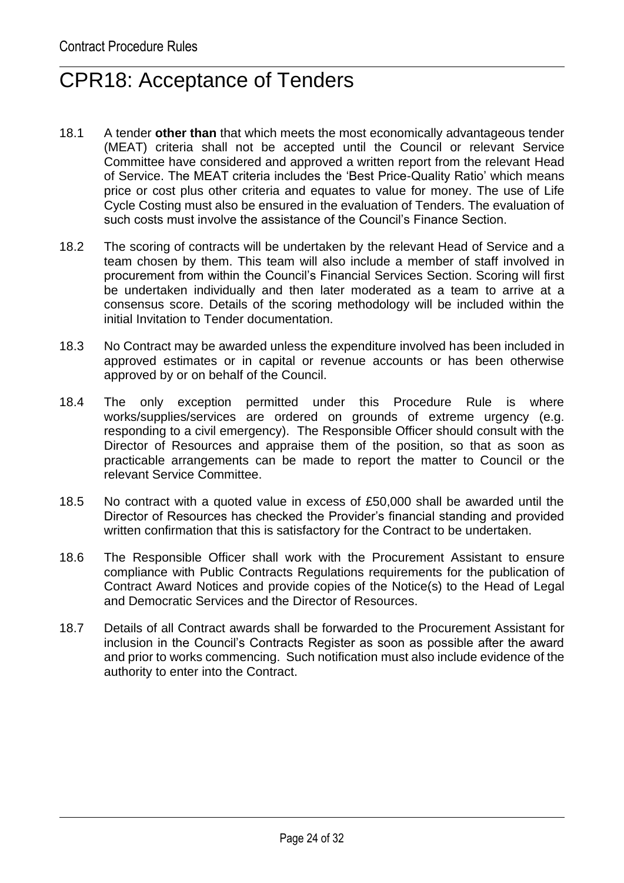# CPR18: Acceptance of Tenders

18.1 A tender **other than** that which meets the most economically advantageous tender (MEAT) criteria shall not be accepted until the Council or relevant Service Committee have considered and approved a written report from the relevant Head of Service. The MEAT criteria includes the 'Best Price-Quality Ratio' which means price or cost plus other criteria and equates to value for money. The use of Life Cycle Costing must also be ensured in the evaluation of Tenders. The evaluation of such costs must involve the assistance of the Council's Finance Section.

18.2 The scoring of contracts will be undertaken by the relevant Head of Service and a team chosen by them. This team will also include a member of staff involved in procurement from within the Council's Financial Services Section. Scoring will first be undertaken individually and then later moderated as a team to arrive at a consensus score. Details of the scoring methodology will be included within the initial Invitation to Tender documentation.

18.3 No Contract may be awarded unless the expenditure involved has been included in approved estimates or in capital or revenue accounts or has been otherwise approved by or on behalf of the Council.

18.4 The only exception permitted under this Procedure Rule is where works/supplies/services are ordered on grounds of extreme urgency (e.g. responding to a civil emergency). The Responsible Officer should consult with the Director of Resources and appraise them of the position, so that as soon as practicable arrangements can be made to report the matter to Council or the relevant Service Committee.

18.5 No contract with a quoted value in excess of £50,000 shall be awarded until the Director of Resources has checked the Provider's financial standing and provided written confirmation that this is satisfactory for the Contract to be undertaken.

18.6 The Responsible Officer shall work with the Procurement Assistant to ensure compliance with Public Contracts Regulations requirements for the publication of Contract Award Notices and provide copies of the Notice(s) to the Head of Legal and Democratic Services and the Director of Resources.

18.7 Details of all Contract awards shall be forwarded to the Procurement Assistant for inclusion in the Council's Contracts Register as soon as possible after the award and prior to works commencing. Such notification must also include evidence of the authority to enter into the Contract.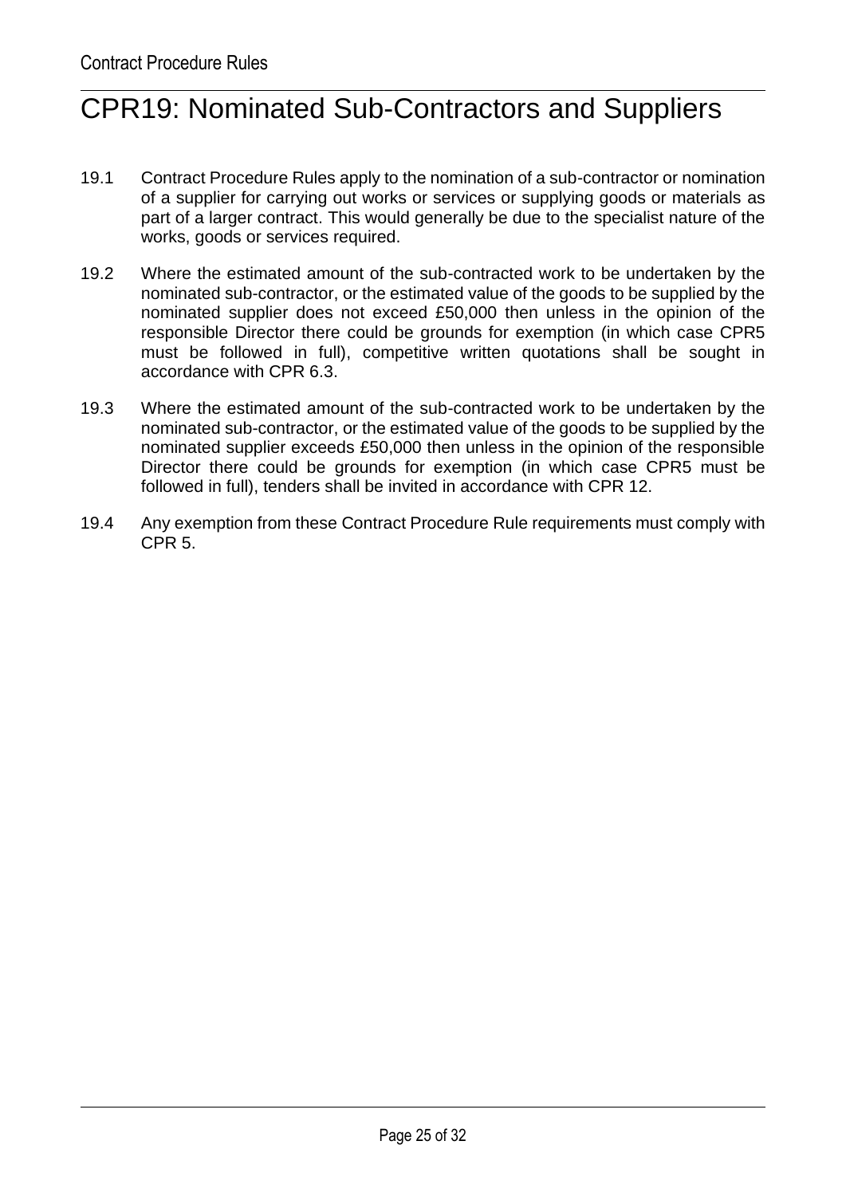# CPR19: Nominated Sub-Contractors and Suppliers

19.1 Contract Procedure Rules apply to the nomination of a sub-contractor or nomination of a supplier for carrying out works or services or supplying goods or materials as part of a larger contract. This would generally be due to the specialist nature of the works, goods or services required.

19.2 Where the estimated amount of the sub-contracted work to be undertaken by the nominated sub-contractor, or the estimated value of the goods to be supplied by the nominated supplier does not exceed £50,000 then unless in the opinion of the responsible Director there could be grounds for exemption (in which case CPR5 must be followed in full), competitive written quotations shall be sought in accordance with CPR 6.3.

19.3 Where the estimated amount of the sub-contracted work to be undertaken by the nominated sub-contractor, or the estimated value of the goods to be supplied by the nominated supplier exceeds £50,000 then unless in the opinion of the responsible Director there could be grounds for exemption (in which case CPR5 must be followed in full), tenders shall be invited in accordance with CPR 12.

19.4 Any exemption from these Contract Procedure Rule requirements must comply with CPR 5.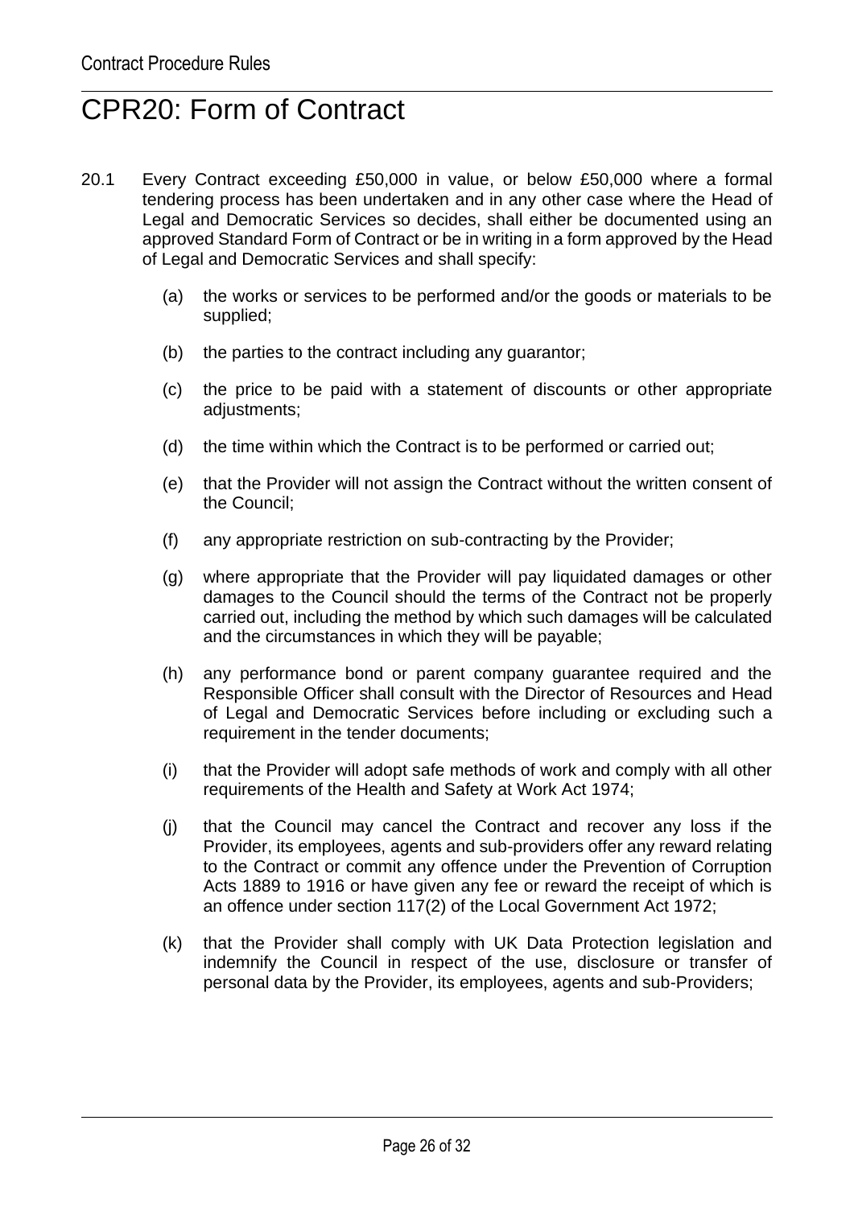# CPR20: Form of Contract

20.1 Every Contract exceeding £50,000 in value, or below £50,000 where a formal tendering process has been undertaken and in any other case where the Head of Legal and Democratic Services so decides, shall either be documented using an approved Standard Form of Contract or be in writing in a form approved by the Head of Legal and Democratic Services and shall specify:

   (a) the works or services to be performed and/or the goods or materials to be supplied;

   (b) the parties to the contract including any guarantor;

   (c) the price to be paid with a statement of discounts or other appropriate adjustments;

   (d) the time within which the Contract is to be performed or carried out;

   (e) that the Provider will not assign the Contract without the written consent of the Council;

   (f) any appropriate restriction on sub-contracting by the Provider;

   (g) where appropriate that the Provider will pay liquidated damages or other damages to the Council should the terms of the Contract not be properly carried out, including the method by which such damages will be calculated and the circumstances in which they will be payable;

   (h) any performance bond or parent company guarantee required and the Responsible Officer shall consult with the Director of Resources and Head of Legal and Democratic Services before including or excluding such a requirement in the tender documents;

   (i) that the Provider will adopt safe methods of work and comply with all other requirements of the Health and Safety at Work Act 1974;

   (j) that the Council may cancel the Contract and recover any loss if the Provider, its employees, agents and sub-providers offer any reward relating to the Contract or commit any offence under the Prevention of Corruption Acts 1889 to 1916 or have given any fee or reward the receipt of which is an offence under section 117(2) of the Local Government Act 1972;

   (k) that the Provider shall comply with UK Data Protection legislation and indemnify the Council in respect of the use, disclosure or transfer of personal data by the Provider, its employees, agents and sub-Providers;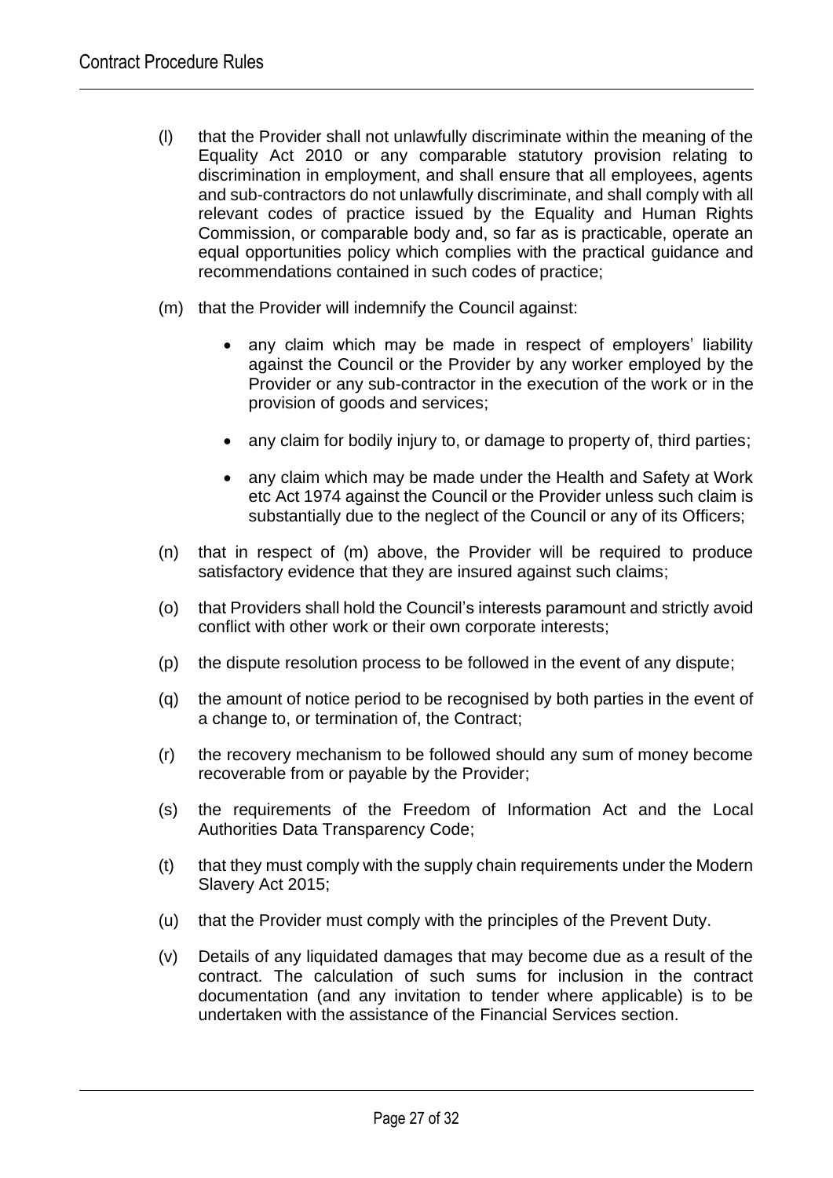(l) that the Provider shall not unlawfully discriminate within the meaning of the Equality Act 2010 or any comparable statutory provision relating to discrimination in employment, and shall ensure that all employees, agents and sub-contractors do not unlawfully discriminate, and shall comply with all relevant codes of practice issued by the Equality and Human Rights Commission, or comparable body and, so far as is practicable, operate an equal opportunities policy which complies with the practical guidance and recommendations contained in such codes of practice;

(m) that the Provider will indemnify the Council against:

- any claim which may be made in respect of employers' liability against the Council or the Provider by any worker employed by the Provider or any sub-contractor in the execution of the work or in the provision of goods and services;
- any claim for bodily injury to, or damage to property of, third parties;
- any claim which may be made under the Health and Safety at Work etc Act 1974 against the Council or the Provider unless such claim is substantially due to the neglect of the Council or any of its Officers;

(n) that in respect of (m) above, the Provider will be required to produce satisfactory evidence that they are insured against such claims;

(o) that Providers shall hold the Council's interests paramount and strictly avoid conflict with other work or their own corporate interests;

(p) the dispute resolution process to be followed in the event of any dispute;

(q) the amount of notice period to be recognised by both parties in the event of a change to, or termination of, the Contract;

(r) the recovery mechanism to be followed should any sum of money become recoverable from or payable by the Provider;

(s) the requirements of the Freedom of Information Act and the Local Authorities Data Transparency Code;

(t) that they must comply with the supply chain requirements under the Modern Slavery Act 2015;

(u) that the Provider must comply with the principles of the Prevent Duty.

(v) Details of any liquidated damages that may become due as a result of the contract. The calculation of such sums for inclusion in the contract documentation (and any invitation to tender where applicable) is to be undertaken with the assistance of the Financial Services section.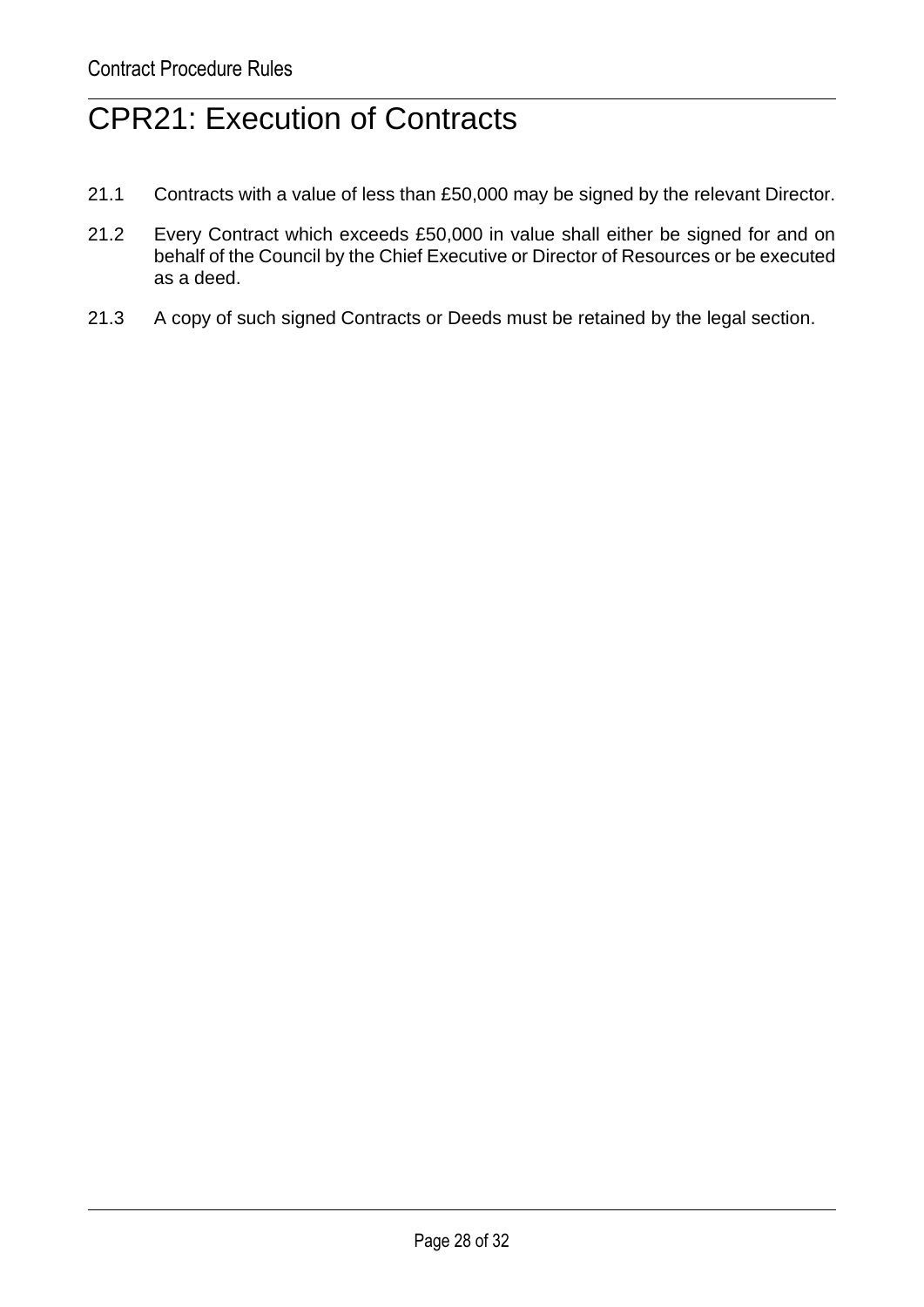# CPR21: Execution of Contracts

21.1 Contracts with a value of less than £50,000 may be signed by the relevant Director.

21.2 Every Contract which exceeds £50,000 in value shall either be signed for and on behalf of the Council by the Chief Executive or Director of Resources or be executed as a deed.

21.3 A copy of such signed Contracts or Deeds must be retained by the legal section.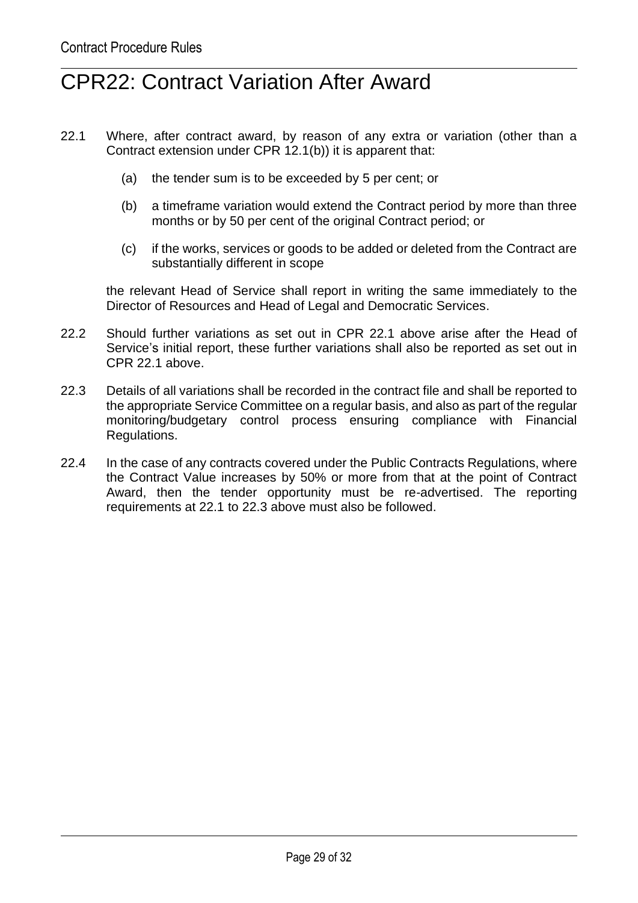# CPR22: Contract Variation After Award

22.1 Where, after contract award, by reason of any extra or variation (other than a Contract extension under CPR 12.1(b)) it is apparent that:

(a) the tender sum is to be exceeded by 5 per cent; or

(b) a timeframe variation would extend the Contract period by more than three months or by 50 per cent of the original Contract period; or

(c) if the works, services or goods to be added or deleted from the Contract are substantially different in scope

the relevant Head of Service shall report in writing the same immediately to the Director of Resources and Head of Legal and Democratic Services.

22.2 Should further variations as set out in CPR 22.1 above arise after the Head of Service's initial report, these further variations shall also be reported as set out in CPR 22.1 above.

22.3 Details of all variations shall be recorded in the contract file and shall be reported to the appropriate Service Committee on a regular basis, and also as part of the regular monitoring/budgetary control process ensuring compliance with Financial Regulations.

22.4 In the case of any contracts covered under the Public Contracts Regulations, where the Contract Value increases by 50% or more from that at the point of Contract Award, then the tender opportunity must be re-advertised. The reporting requirements at 22.1 to 22.3 above must also be followed.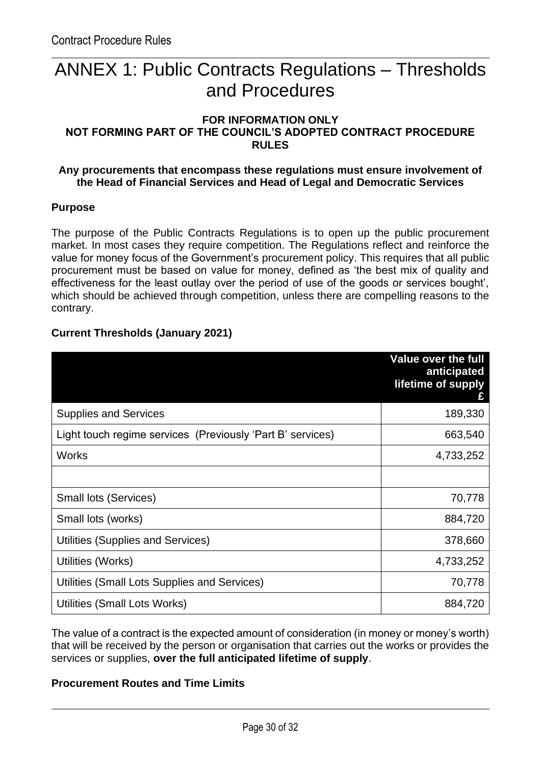# ANNEX 1: Public Contracts Regulations – Thresholds and Procedures

**FOR INFORMATION ONLY**
**NOT FORMING PART OF THE COUNCIL'S ADOPTED CONTRACT PROCEDURE RULES**

**Any procurements that encompass these regulations must ensure involvement of the Head of Financial Services and Head of Legal and Democratic Services**

### Purpose

The purpose of the Public Contracts Regulations is to open up the public procurement market. In most cases they require competition. The Regulations reflect and reinforce the value for money focus of the Government's procurement policy. This requires that all public procurement must be based on value for money, defined as 'the best mix of quality and effectiveness for the least outlay over the period of use of the goods or services bought', which should be achieved through competition, unless there are compelling reasons to the contrary.

### Current Thresholds (January 2021)

| | Value over the full anticipated lifetime of supply £ |
|---|---|
| Supplies and Services | 189,330 |
| Light touch regime services (Previously 'Part B' services) | 663,540 |
| Works | 4,733,252 |
| | |
| Small lots (Services) | 70,778 |
| Small lots (works) | 884,720 |
| Utilities (Supplies and Services) | 378,660 |
| Utilities (Works) | 4,733,252 |
| Utilities (Small Lots Supplies and Services) | 70,778 |
| Utilities (Small Lots Works) | 884,720 |

The value of a contract is the expected amount of consideration (in money or money's worth) that will be received by the person or organisation that carries out the works or provides the services or supplies, **over the full anticipated lifetime of supply**.

### Procurement Routes and Time Limits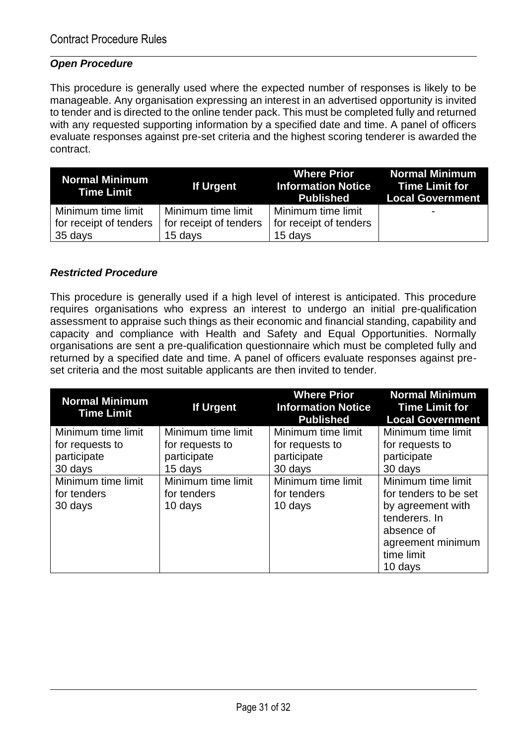### *Open Procedure*

This procedure is generally used where the expected number of responses is likely to be manageable. Any organisation expressing an interest in an advertised opportunity is invited to tender and is directed to the online tender pack. This must be completed fully and returned with any requested supporting information by a specified date and time. A panel of officers evaluate responses against pre-set criteria and the highest scoring tenderer is awarded the contract.

| Normal Minimum Time Limit | If Urgent | Where Prior Information Notice Published | Normal Minimum Time Limit for Local Government |
|---|---|---|---|
| Minimum time limit for receipt of tenders 35 days | Minimum time limit for receipt of tenders 15 days | Minimum time limit for receipt of tenders 15 days | - |

### *Restricted Procedure*

This procedure is generally used if a high level of interest is anticipated. This procedure requires organisations who express an interest to undergo an initial pre-qualification assessment to appraise such things as their economic and financial standing, capability and capacity and compliance with Health and Safety and Equal Opportunities. Normally organisations are sent a pre-qualification questionnaire which must be completed fully and returned by a specified date and time. A panel of officers evaluate responses against pre-set criteria and the most suitable applicants are then invited to tender.

| Normal Minimum Time Limit | If Urgent | Where Prior Information Notice Published | Normal Minimum Time Limit for Local Government |
|---|---|---|---|
| Minimum time limit for requests to participate 30 days | Minimum time limit for requests to participate 15 days | Minimum time limit for requests to participate 30 days | Minimum time limit for requests to participate 30 days |
| Minimum time limit for tenders 30 days | Minimum time limit for tenders 10 days | Minimum time limit for tenders 10 days | Minimum time limit for tenders to be set by agreement with tenderers. In absence of agreement minimum time limit 10 days |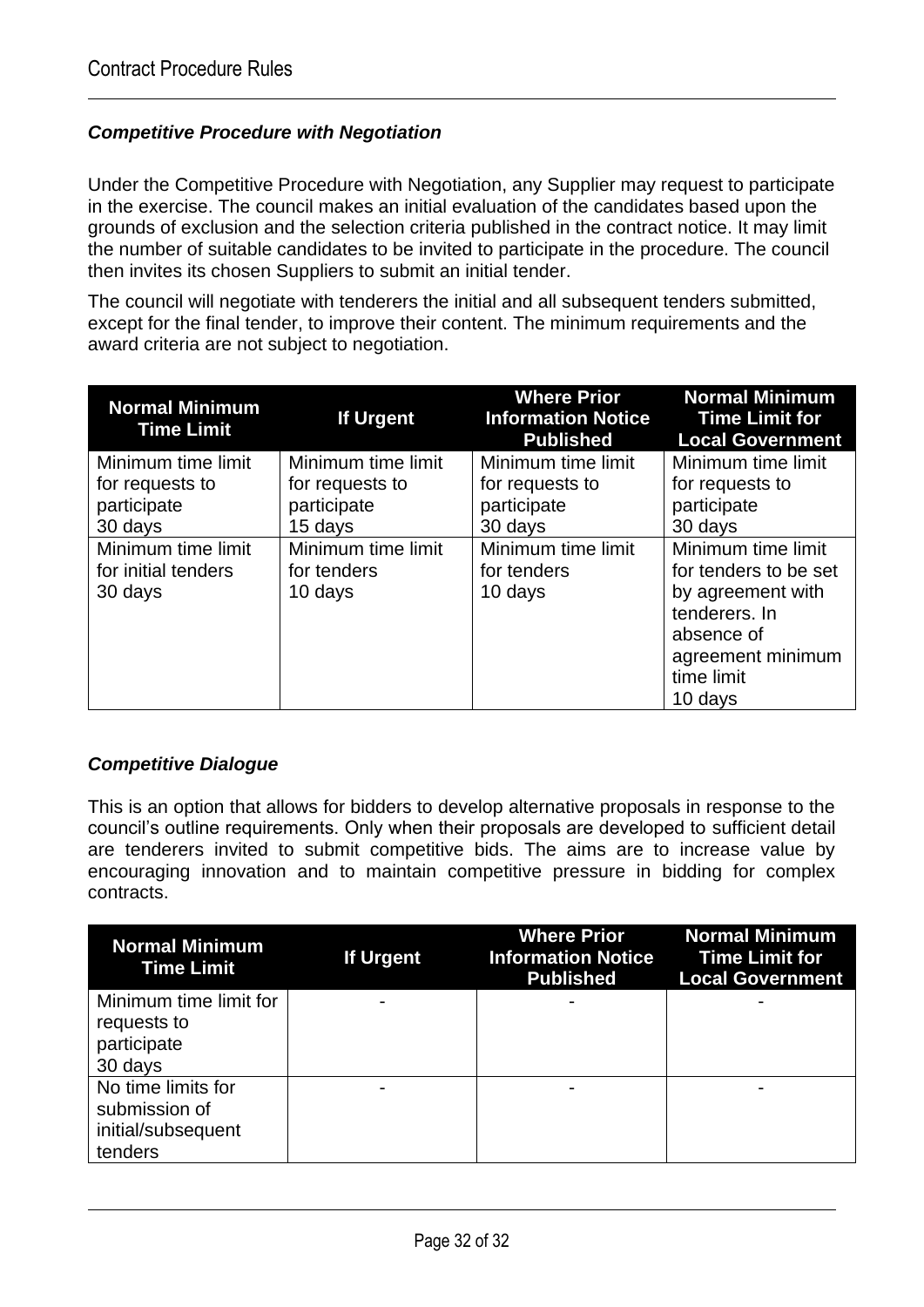***Competitive Procedure with Negotiation***

Under the Competitive Procedure with Negotiation, any Supplier may request to participate in the exercise. The council makes an initial evaluation of the candidates based upon the grounds of exclusion and the selection criteria published in the contract notice. It may limit the number of suitable candidates to be invited to participate in the procedure. The council then invites its chosen Suppliers to submit an initial tender.

The council will negotiate with tenderers the initial and all subsequent tenders submitted, except for the final tender, to improve their content. The minimum requirements and the award criteria are not subject to negotiation.

| Normal Minimum Time Limit | If Urgent | Where Prior Information Notice Published | Normal Minimum Time Limit for Local Government |
|---|---|---|---|
| Minimum time limit for requests to participate 30 days | Minimum time limit for requests to participate 15 days | Minimum time limit for requests to participate 30 days | Minimum time limit for requests to participate 30 days |
| Minimum time limit for initial tenders 30 days | Minimum time limit for tenders 10 days | Minimum time limit for tenders 10 days | Minimum time limit for tenders to be set by agreement with tenderers. In absence of agreement minimum time limit 10 days |

***Competitive Dialogue***

This is an option that allows for bidders to develop alternative proposals in response to the council's outline requirements. Only when their proposals are developed to sufficient detail are tenderers invited to submit competitive bids. The aims are to increase value by encouraging innovation and to maintain competitive pressure in bidding for complex contracts.

| Normal Minimum Time Limit | If Urgent | Where Prior Information Notice Published | Normal Minimum Time Limit for Local Government |
|---|---|---|---|
| Minimum time limit for requests to participate 30 days | - | - | - |
| No time limits for submission of initial/subsequent tenders | - | - | - |